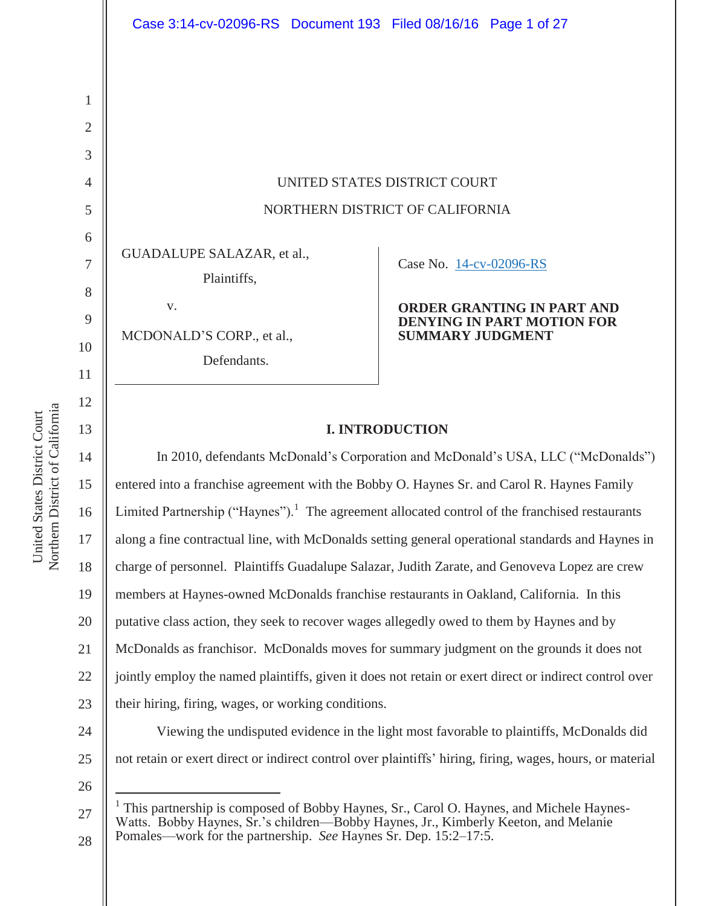UNITED STATES DISTRICT COURT

NORTHERN DISTRICT OF CALIFORNIA

GUADALUPE SALAZAR, et al.,

Plaintiffs,

v.

MCDONALD'S CORP., et al.,

Defendants.

Case No. 14-cv-02096-RS

**ORDER GRANTING IN PART AND DENYING IN PART MOTION FOR SUMMARY JUDGMENT**

## I. INTRODUCTION

In 2010, defendants McDonald's Corporation and McDonald's USA, LLC ("McDonalds") entered into a franchise agreement with the Bobby O. Haynes Sr. and Carol R. Haynes Family Limited Partnership ("Haynes").[1] The agreement allocated control of the franchised restaurants along a fine contractual line, with McDonalds setting general operational standards and Haynes in charge of personnel. Plaintiffs Guadalupe Salazar, Judith Zarate, and Genoveva Lopez are crew members at Haynes-owned McDonalds franchise restaurants in Oakland, California. In this putative class action, they seek to recover wages allegedly owed to them by Haynes and by McDonalds as franchisor. McDonalds moves for summary judgment on the grounds it does not jointly employ the named plaintiffs, given it does not retain or exert direct or indirect control over their hiring, firing, wages, or working conditions.

Viewing the undisputed evidence in the light most favorable to plaintiffs, McDonalds did not retain or exert direct or indirect control over plaintiffs' hiring, firing, wages, hours, or material

[1] This partnership is composed of Bobby Haynes, Sr., Carol O. Haynes, and Michele Haynes-Watts. Bobby Haynes, Sr.'s children—Bobby Haynes, Jr., Kimberly Keeton, and Melanie Pomales—work for the partnership. *See* Haynes Sr. Dep. 15:2–17:5.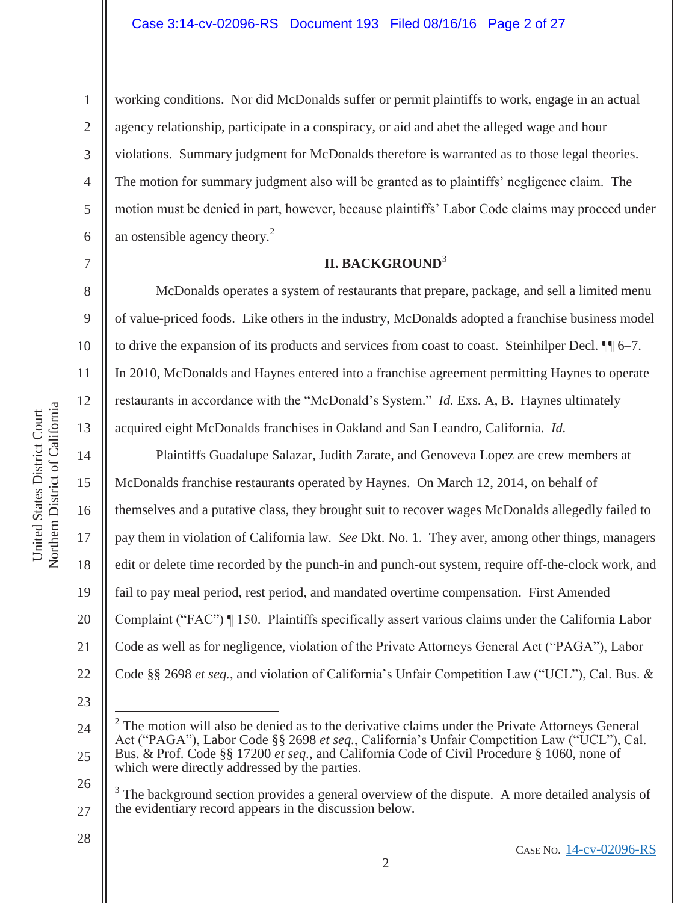working conditions. Nor did McDonalds suffer or permit plaintiffs to work, engage in an actual agency relationship, participate in a conspiracy, or aid and abet the alleged wage and hour violations. Summary judgment for McDonalds therefore is warranted as to those legal theories. The motion for summary judgment also will be granted as to plaintiffs' negligence claim. The motion must be denied in part, however, because plaintiffs' Labor Code claims may proceed under an ostensible agency theory.[2]

## II. BACKGROUND[3]

McDonalds operates a system of restaurants that prepare, package, and sell a limited menu of value-priced foods. Like others in the industry, McDonalds adopted a franchise business model to drive the expansion of its products and services from coast to coast. Steinhilper Decl. ¶¶ 6–7. In 2010, McDonalds and Haynes entered into a franchise agreement permitting Haynes to operate restaurants in accordance with the "McDonald's System." *Id.* Exs. A, B. Haynes ultimately acquired eight McDonalds franchises in Oakland and San Leandro, California. *Id.*

Plaintiffs Guadalupe Salazar, Judith Zarate, and Genoveva Lopez are crew members at McDonalds franchise restaurants operated by Haynes. On March 12, 2014, on behalf of themselves and a putative class, they brought suit to recover wages McDonalds allegedly failed to pay them in violation of California law. *See* Dkt. No. 1. They aver, among other things, managers edit or delete time recorded by the punch-in and punch-out system, require off-the-clock work, and fail to pay meal period, rest period, and mandated overtime compensation. First Amended Complaint ("FAC") ¶ 150. Plaintiffs specifically assert various claims under the California Labor Code as well as for negligence, violation of the Private Attorneys General Act ("PAGA"), Labor Code §§ 2698 *et seq.*, and violation of California's Unfair Competition Law ("UCL"), Cal. Bus. &

---

[2] The motion will also be denied as to the derivative claims under the Private Attorneys General Act ("PAGA"), Labor Code §§ 2698 *et seq.*, California's Unfair Competition Law ("UCL"), Cal. Bus. & Prof. Code §§ 17200 *et seq.*, and California Code of Civil Procedure § 1060, none of which were directly addressed by the parties.

[3] The background section provides a general overview of the dispute. A more detailed analysis of the evidentiary record appears in the discussion below.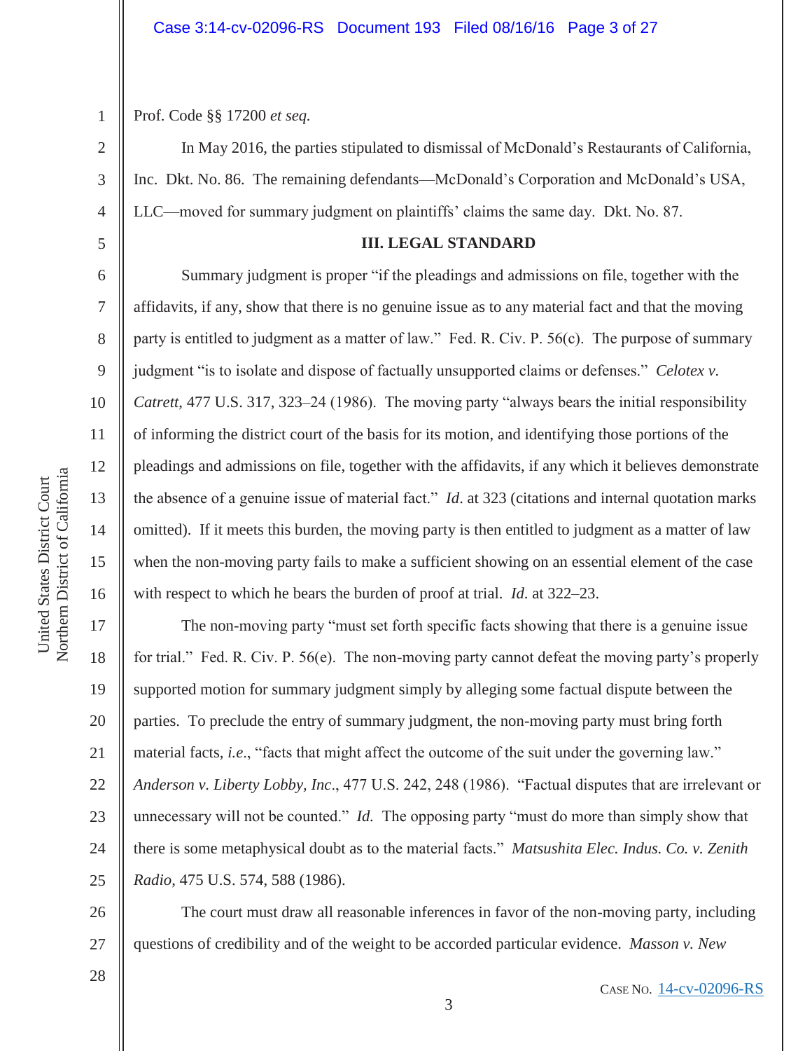Prof. Code §§ 17200 *et seq.*

In May 2016, the parties stipulated to dismissal of McDonald's Restaurants of California, Inc. Dkt. No. 86. The remaining defendants—McDonald's Corporation and McDonald's USA, LLC—moved for summary judgment on plaintiffs' claims the same day. Dkt. No. 87.

## III. LEGAL STANDARD

Summary judgment is proper "if the pleadings and admissions on file, together with the affidavits, if any, show that there is no genuine issue as to any material fact and that the moving party is entitled to judgment as a matter of law." Fed. R. Civ. P. 56(c). The purpose of summary judgment "is to isolate and dispose of factually unsupported claims or defenses." *Celotex v. Catrett*, 477 U.S. 317, 323–24 (1986). The moving party "always bears the initial responsibility of informing the district court of the basis for its motion, and identifying those portions of the pleadings and admissions on file, together with the affidavits, if any which it believes demonstrate the absence of a genuine issue of material fact." *Id*. at 323 (citations and internal quotation marks omitted). If it meets this burden, the moving party is then entitled to judgment as a matter of law when the non-moving party fails to make a sufficient showing on an essential element of the case with respect to which he bears the burden of proof at trial. *Id*. at 322–23.

The non-moving party "must set forth specific facts showing that there is a genuine issue for trial." Fed. R. Civ. P. 56(e). The non-moving party cannot defeat the moving party's properly supported motion for summary judgment simply by alleging some factual dispute between the parties. To preclude the entry of summary judgment, the non-moving party must bring forth material facts, *i.e*., "facts that might affect the outcome of the suit under the governing law." *Anderson v. Liberty Lobby, Inc*., 477 U.S. 242, 248 (1986). "Factual disputes that are irrelevant or unnecessary will not be counted." *Id.* The opposing party "must do more than simply show that there is some metaphysical doubt as to the material facts." *Matsushita Elec. Indus. Co. v. Zenith Radio*, 475 U.S. 574, 588 (1986).

The court must draw all reasonable inferences in favor of the non-moving party, including questions of credibility and of the weight to be accorded particular evidence. *Masson v. New*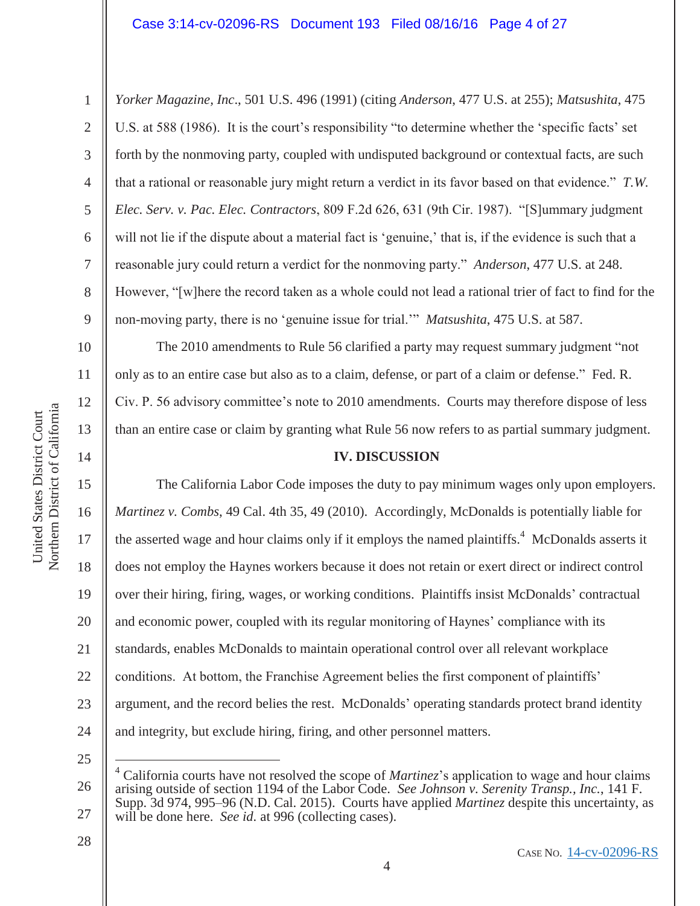*Yorker Magazine, Inc*., 501 U.S. 496 (1991) (citing *Anderson*, 477 U.S. at 255); *Matsushita*, 475 U.S. at 588 (1986). It is the court's responsibility "to determine whether the 'specific facts' set forth by the nonmoving party, coupled with undisputed background or contextual facts, are such that a rational or reasonable jury might return a verdict in its favor based on that evidence." *T.W. Elec. Serv. v. Pac. Elec. Contractors*, 809 F.2d 626, 631 (9th Cir. 1987). "[S]ummary judgment will not lie if the dispute about a material fact is 'genuine,' that is, if the evidence is such that a reasonable jury could return a verdict for the nonmoving party." *Anderson*, 477 U.S. at 248. However, "[w]here the record taken as a whole could not lead a rational trier of fact to find for the non-moving party, there is no 'genuine issue for trial.'" *Matsushita*, 475 U.S. at 587.

The 2010 amendments to Rule 56 clarified a party may request summary judgment "not only as to an entire case but also as to a claim, defense, or part of a claim or defense." Fed. R. Civ. P. 56 advisory committee's note to 2010 amendments. Courts may therefore dispose of less than an entire case or claim by granting what Rule 56 now refers to as partial summary judgment.

## IV. DISCUSSION

The California Labor Code imposes the duty to pay minimum wages only upon employers. *Martinez v. Combs*, 49 Cal. 4th 35, 49 (2010). Accordingly, McDonalds is potentially liable for the asserted wage and hour claims only if it employs the named plaintiffs.[4] McDonalds asserts it does not employ the Haynes workers because it does not retain or exert direct or indirect control over their hiring, firing, wages, or working conditions. Plaintiffs insist McDonalds' contractual and economic power, coupled with its regular monitoring of Haynes' compliance with its standards, enables McDonalds to maintain operational control over all relevant workplace conditions. At bottom, the Franchise Agreement belies the first component of plaintiffs' argument, and the record belies the rest. McDonalds' operating standards protect brand identity and integrity, but exclude hiring, firing, and other personnel matters.

---

[4] California courts have not resolved the scope of *Martinez*'s application to wage and hour claims arising outside of section 1194 of the Labor Code. *See Johnson v. Serenity Transp., Inc.*, 141 F. Supp. 3d 974, 995–96 (N.D. Cal. 2015). Courts have applied *Martinez* despite this uncertainty, as will be done here. *See id.* at 996 (collecting cases).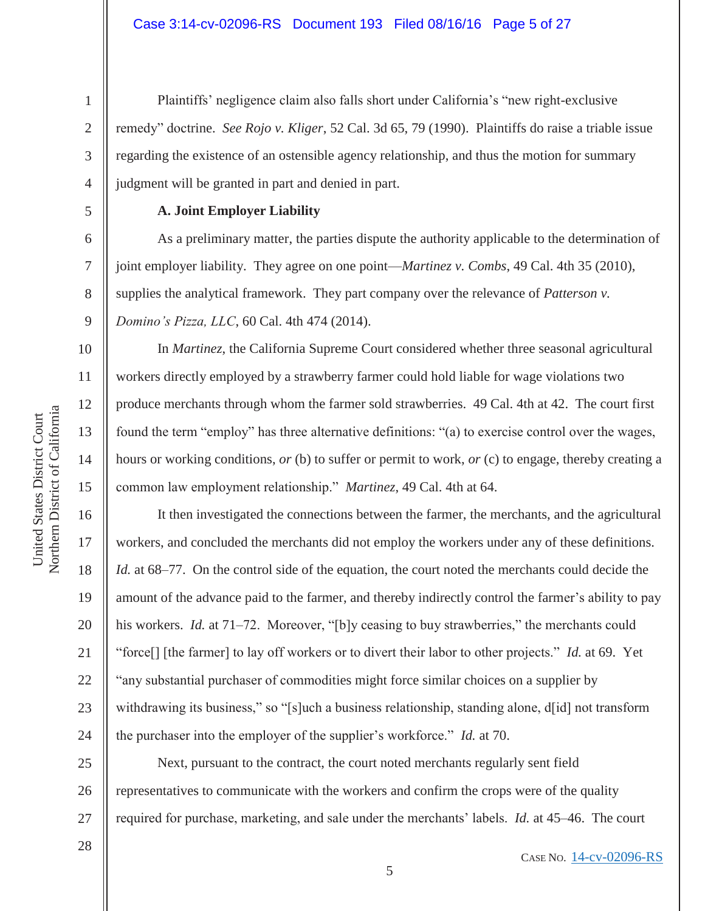Plaintiffs' negligence claim also falls short under California's "new right-exclusive remedy" doctrine. *See Rojo v. Kliger*, 52 Cal. 3d 65, 79 (1990). Plaintiffs do raise a triable issue regarding the existence of an ostensible agency relationship, and thus the motion for summary judgment will be granted in part and denied in part.

**A. Joint Employer Liability**

As a preliminary matter, the parties dispute the authority applicable to the determination of joint employer liability. They agree on one point—*Martinez v. Combs*, 49 Cal. 4th 35 (2010), supplies the analytical framework. They part company over the relevance of *Patterson v. Domino's Pizza, LLC*, 60 Cal. 4th 474 (2014).

In *Martinez*, the California Supreme Court considered whether three seasonal agricultural workers directly employed by a strawberry farmer could hold liable for wage violations two produce merchants through whom the farmer sold strawberries. 49 Cal. 4th at 42. The court first found the term "employ" has three alternative definitions: "(a) to exercise control over the wages, hours or working conditions, *or* (b) to suffer or permit to work, *or* (c) to engage, thereby creating a common law employment relationship." *Martinez*, 49 Cal. 4th at 64.

It then investigated the connections between the farmer, the merchants, and the agricultural workers, and concluded the merchants did not employ the workers under any of these definitions. *Id.* at 68–77. On the control side of the equation, the court noted the merchants could decide the amount of the advance paid to the farmer, and thereby indirectly control the farmer's ability to pay his workers. *Id.* at 71–72. Moreover, "[b]y ceasing to buy strawberries," the merchants could "force[] [the farmer] to lay off workers or to divert their labor to other projects." *Id.* at 69. Yet "any substantial purchaser of commodities might force similar choices on a supplier by withdrawing its business," so "[s]uch a business relationship, standing alone, d[id] not transform the purchaser into the employer of the supplier's workforce." *Id.* at 70.

Next, pursuant to the contract, the court noted merchants regularly sent field representatives to communicate with the workers and confirm the crops were of the quality required for purchase, marketing, and sale under the merchants' labels. *Id.* at 45–46. The court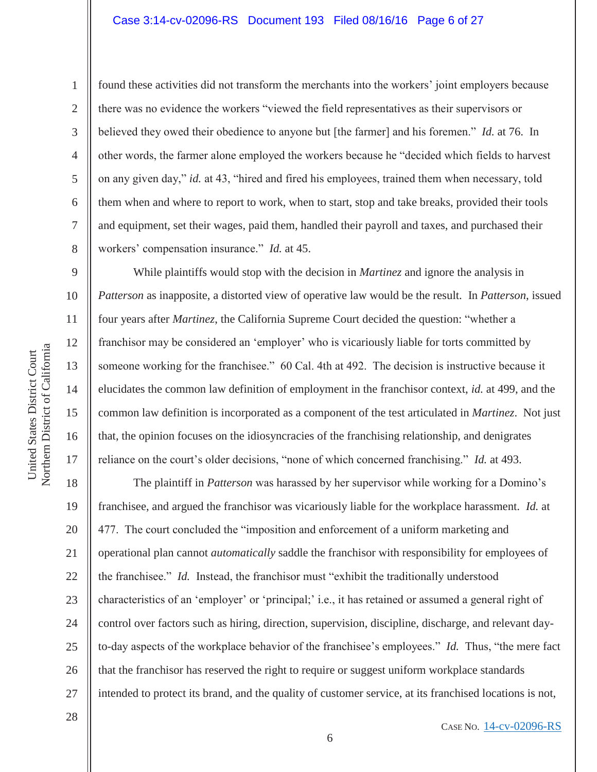found these activities did not transform the merchants into the workers' joint employers because there was no evidence the workers "viewed the field representatives as their supervisors or believed they owed their obedience to anyone but [the farmer] and his foremen." *Id.* at 76. In other words, the farmer alone employed the workers because he "decided which fields to harvest on any given day," *id.* at 43, "hired and fired his employees, trained them when necessary, told them when and where to report to work, when to start, stop and take breaks, provided their tools and equipment, set their wages, paid them, handled their payroll and taxes, and purchased their workers' compensation insurance." *Id.* at 45.

While plaintiffs would stop with the decision in *Martinez* and ignore the analysis in *Patterson* as inapposite, a distorted view of operative law would be the result. In *Patterson*, issued four years after *Martinez*, the California Supreme Court decided the question: "whether a franchisor may be considered an 'employer' who is vicariously liable for torts committed by someone working for the franchisee." 60 Cal. 4th at 492. The decision is instructive because it elucidates the common law definition of employment in the franchisor context, *id.* at 499, and the common law definition is incorporated as a component of the test articulated in *Martinez*. Not just that, the opinion focuses on the idiosyncracies of the franchising relationship, and denigrates reliance on the court's older decisions, "none of which concerned franchising." *Id.* at 493.

The plaintiff in *Patterson* was harassed by her supervisor while working for a Domino's franchisee, and argued the franchisor was vicariously liable for the workplace harassment. *Id.* at 477. The court concluded the "imposition and enforcement of a uniform marketing and operational plan cannot *automatically* saddle the franchisor with responsibility for employees of the franchisee." *Id.* Instead, the franchisor must "exhibit the traditionally understood characteristics of an 'employer' or 'principal;' i.e., it has retained or assumed a general right of control over factors such as hiring, direction, supervision, discipline, discharge, and relevant day-to-day aspects of the workplace behavior of the franchisee's employees." *Id.* Thus, "the mere fact that the franchisor has reserved the right to require or suggest uniform workplace standards intended to protect its brand, and the quality of customer service, at its franchised locations is not,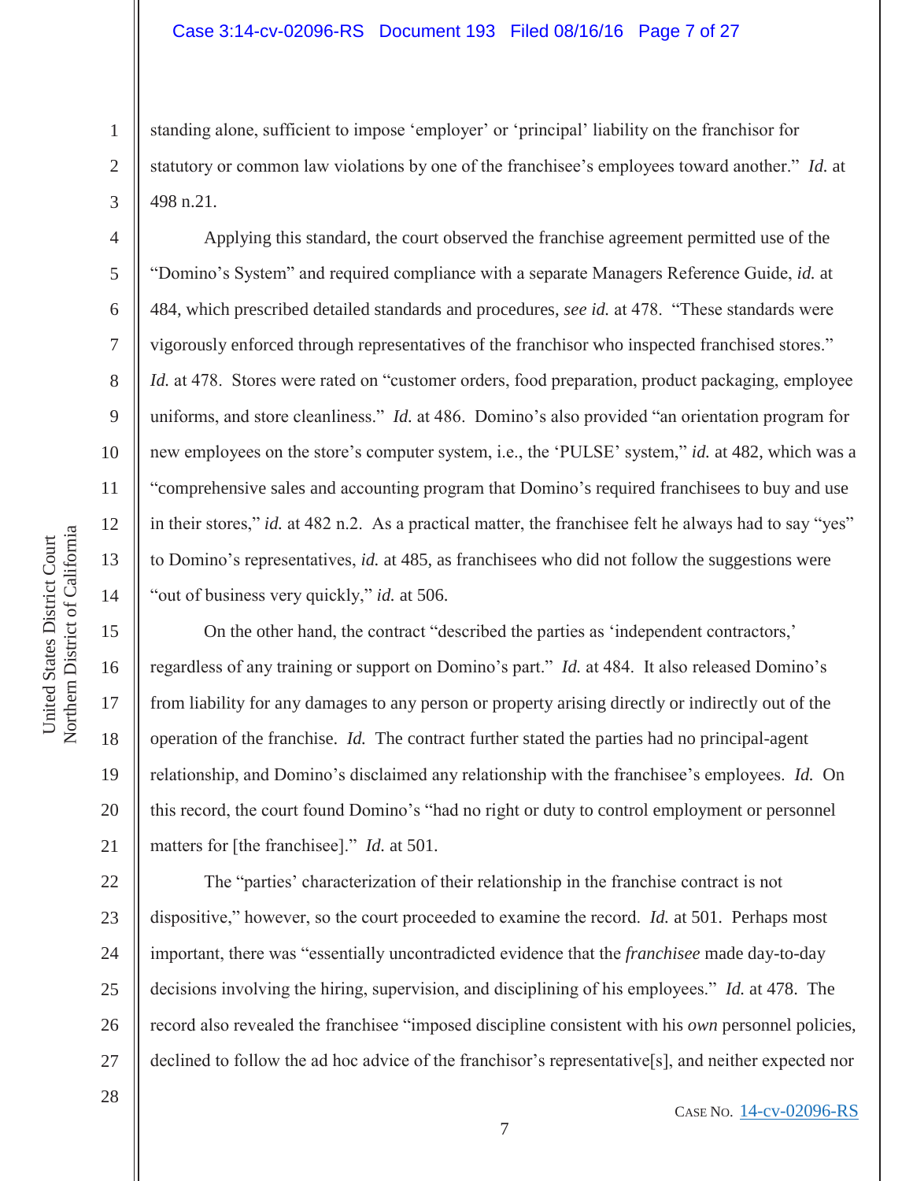standing alone, sufficient to impose 'employer' or 'principal' liability on the franchisor for statutory or common law violations by one of the franchisee's employees toward another." *Id.* at 498 n.21.

Applying this standard, the court observed the franchise agreement permitted use of the "Domino's System" and required compliance with a separate Managers Reference Guide, *id.* at 484, which prescribed detailed standards and procedures, *see id.* at 478. "These standards were vigorously enforced through representatives of the franchisor who inspected franchised stores." *Id.* at 478. Stores were rated on "customer orders, food preparation, product packaging, employee uniforms, and store cleanliness." *Id.* at 486. Domino's also provided "an orientation program for new employees on the store's computer system, i.e., the 'PULSE' system," *id.* at 482, which was a "comprehensive sales and accounting program that Domino's required franchisees to buy and use in their stores," *id.* at 482 n.2. As a practical matter, the franchisee felt he always had to say "yes" to Domino's representatives, *id.* at 485, as franchisees who did not follow the suggestions were "out of business very quickly," *id.* at 506.

On the other hand, the contract "described the parties as 'independent contractors,' regardless of any training or support on Domino's part." *Id.* at 484. It also released Domino's from liability for any damages to any person or property arising directly or indirectly out of the operation of the franchise. *Id.* The contract further stated the parties had no principal-agent relationship, and Domino's disclaimed any relationship with the franchisee's employees. *Id.* On this record, the court found Domino's "had no right or duty to control employment or personnel matters for [the franchisee]." *Id.* at 501.

The "parties' characterization of their relationship in the franchise contract is not dispositive," however, so the court proceeded to examine the record. *Id.* at 501. Perhaps most important, there was "essentially uncontradicted evidence that the *franchisee* made day-to-day decisions involving the hiring, supervision, and disciplining of his employees." *Id.* at 478. The record also revealed the franchisee "imposed discipline consistent with his *own* personnel policies, declined to follow the ad hoc advice of the franchisor's representative[s], and neither expected nor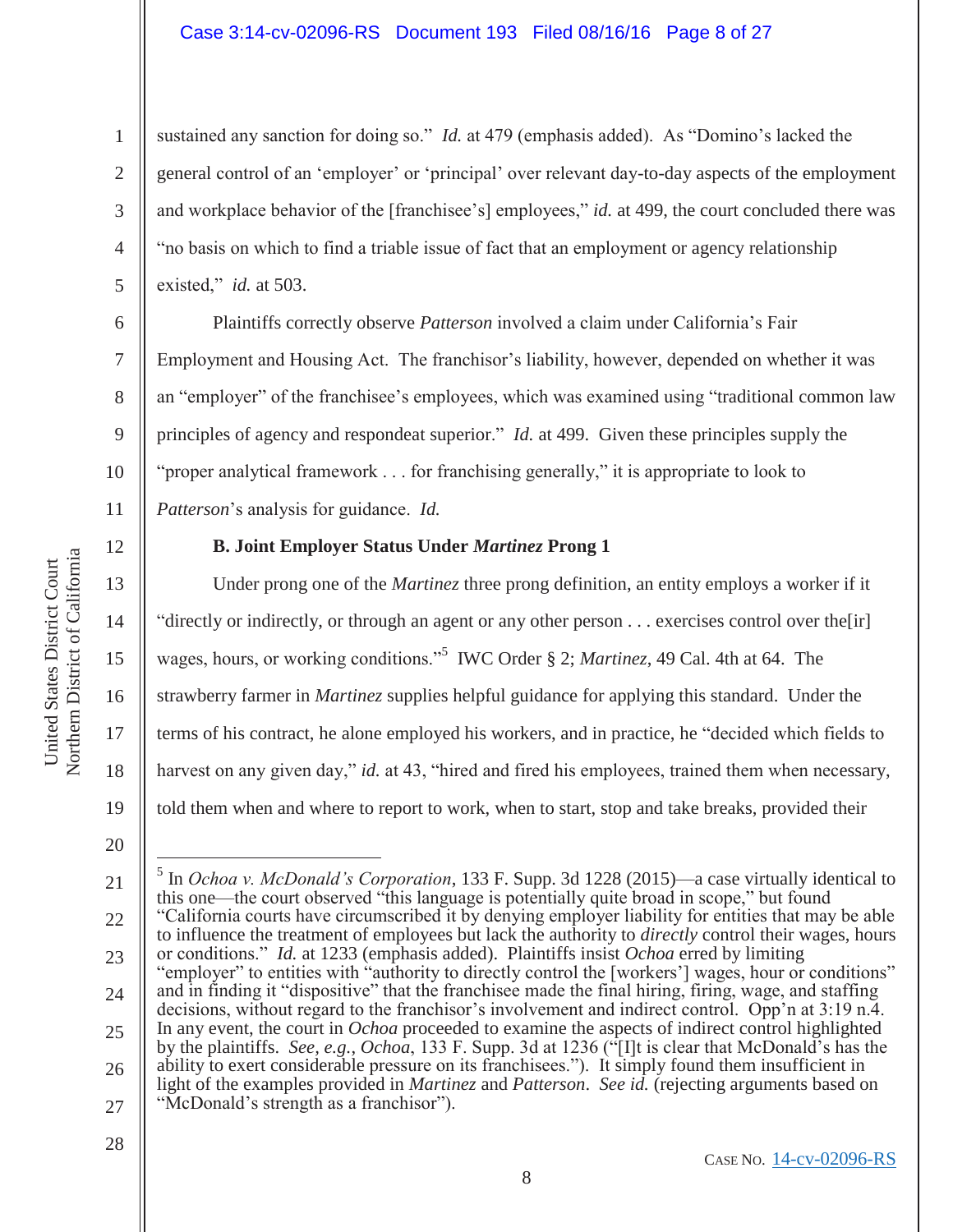sustained any sanction for doing so." *Id.* at 479 (emphasis added). As "Domino's lacked the general control of an 'employer' or 'principal' over relevant day-to-day aspects of the employment and workplace behavior of the [franchisee's] employees," *id.* at 499, the court concluded there was "no basis on which to find a triable issue of fact that an employment or agency relationship existed," *id.* at 503.

Plaintiffs correctly observe *Patterson* involved a claim under California's Fair Employment and Housing Act. The franchisor's liability, however, depended on whether it was an "employer" of the franchisee's employees, which was examined using "traditional common law principles of agency and respondeat superior." *Id.* at 499. Given these principles supply the "proper analytical framework . . . for franchising generally," it is appropriate to look to *Patterson*'s analysis for guidance. *Id.*

**B. Joint Employer Status Under *Martinez* Prong 1**

Under prong one of the *Martinez* three prong definition, an entity employs a worker if it "directly or indirectly, or through an agent or any other person . . . exercises control over the[ir] wages, hours, or working conditions."[5] IWC Order § 2; *Martinez*, 49 Cal. 4th at 64. The strawberry farmer in *Martinez* supplies helpful guidance for applying this standard. Under the terms of his contract, he alone employed his workers, and in practice, he "decided which fields to harvest on any given day," *id.* at 43, "hired and fired his employees, trained them when necessary, told them when and where to report to work, when to start, stop and take breaks, provided their

---

[5] In *Ochoa v. McDonald's Corporation*, 133 F. Supp. 3d 1228 (2015)—a case virtually identical to this one—the court observed "this language is potentially quite broad in scope," but found "California courts have circumscribed it by denying employer liability for entities that may be able to influence the treatment of employees but lack the authority to *directly* control their wages, hours or conditions." *Id.* at 1233 (emphasis added). Plaintiffs insist *Ochoa* erred by limiting "employer" to entities with "authority to directly control the [workers'] wages, hour or conditions" and in finding it "dispositive" that the franchisee made the final hiring, firing, wage, and staffing decisions, without regard to the franchisor's involvement and indirect control. Opp'n at 3:19 n.4. In any event, the court in *Ochoa* proceeded to examine the aspects of indirect control highlighted by the plaintiffs. *See, e.g.*, *Ochoa*, 133 F. Supp. 3d at 1236 ("[I]t is clear that McDonald's has the ability to exert considerable pressure on its franchisees."). It simply found them insufficient in light of the examples provided in *Martinez* and *Patterson*. *See id.* (rejecting arguments based on "McDonald's strength as a franchisor").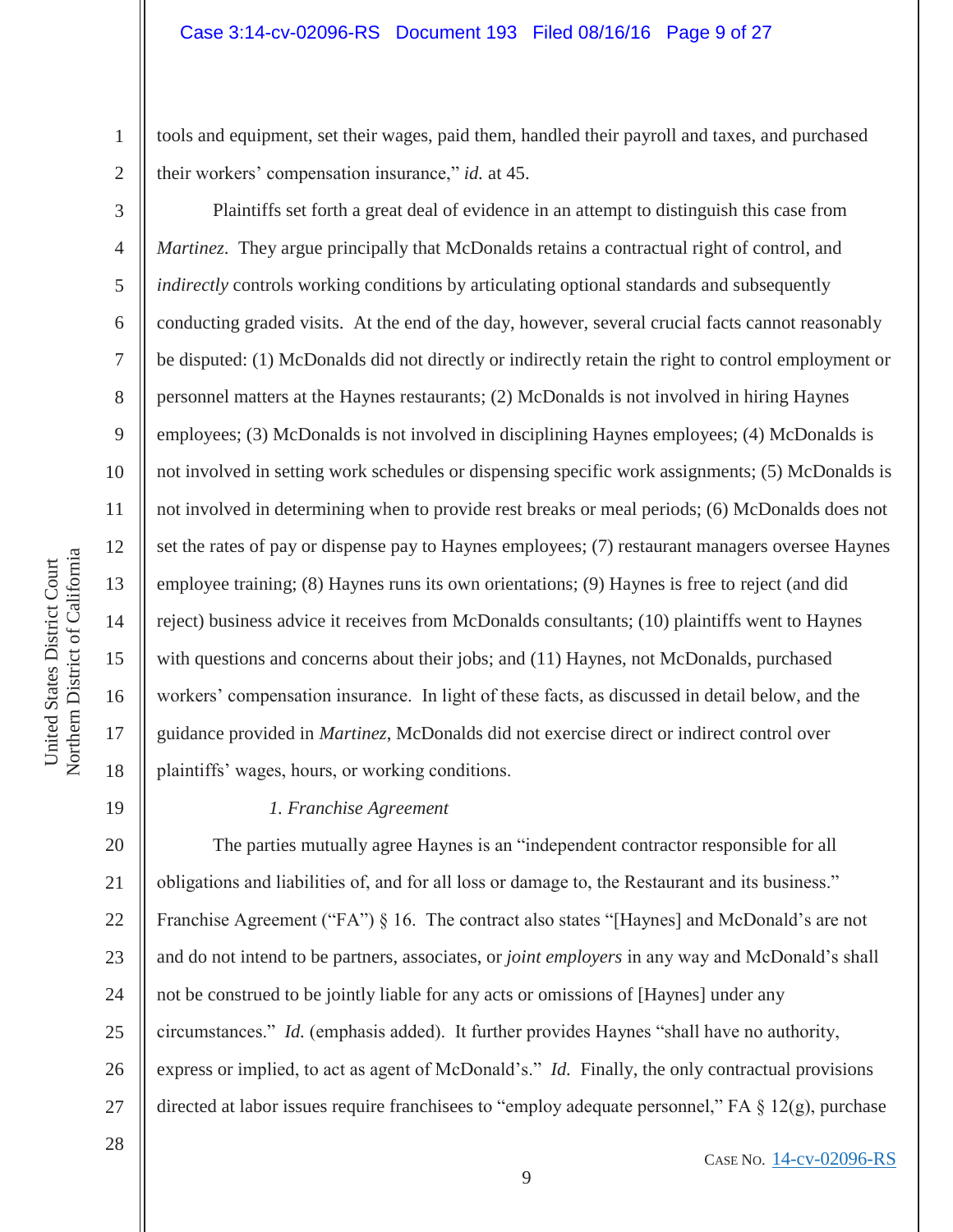tools and equipment, set their wages, paid them, handled their payroll and taxes, and purchased their workers' compensation insurance," *id.* at 45.

Plaintiffs set forth a great deal of evidence in an attempt to distinguish this case from *Martinez*. They argue principally that McDonalds retains a contractual right of control, and *indirectly* controls working conditions by articulating optional standards and subsequently conducting graded visits. At the end of the day, however, several crucial facts cannot reasonably be disputed: (1) McDonalds did not directly or indirectly retain the right to control employment or personnel matters at the Haynes restaurants; (2) McDonalds is not involved in hiring Haynes employees; (3) McDonalds is not involved in disciplining Haynes employees; (4) McDonalds is not involved in setting work schedules or dispensing specific work assignments; (5) McDonalds is not involved in determining when to provide rest breaks or meal periods; (6) McDonalds does not set the rates of pay or dispense pay to Haynes employees; (7) restaurant managers oversee Haynes employee training; (8) Haynes runs its own orientations; (9) Haynes is free to reject (and did reject) business advice it receives from McDonalds consultants; (10) plaintiffs went to Haynes with questions and concerns about their jobs; and (11) Haynes, not McDonalds, purchased workers' compensation insurance. In light of these facts, as discussed in detail below, and the guidance provided in *Martinez*, McDonalds did not exercise direct or indirect control over plaintiffs' wages, hours, or working conditions.

*1. Franchise Agreement*

The parties mutually agree Haynes is an "independent contractor responsible for all obligations and liabilities of, and for all loss or damage to, the Restaurant and its business." Franchise Agreement ("FA") § 16. The contract also states "[Haynes] and McDonald's are not and do not intend to be partners, associates, or *joint employers* in any way and McDonald's shall not be construed to be jointly liable for any acts or omissions of [Haynes] under any circumstances." *Id.* (emphasis added). It further provides Haynes "shall have no authority, express or implied, to act as agent of McDonald's." *Id.* Finally, the only contractual provisions directed at labor issues require franchisees to "employ adequate personnel," FA § 12(g), purchase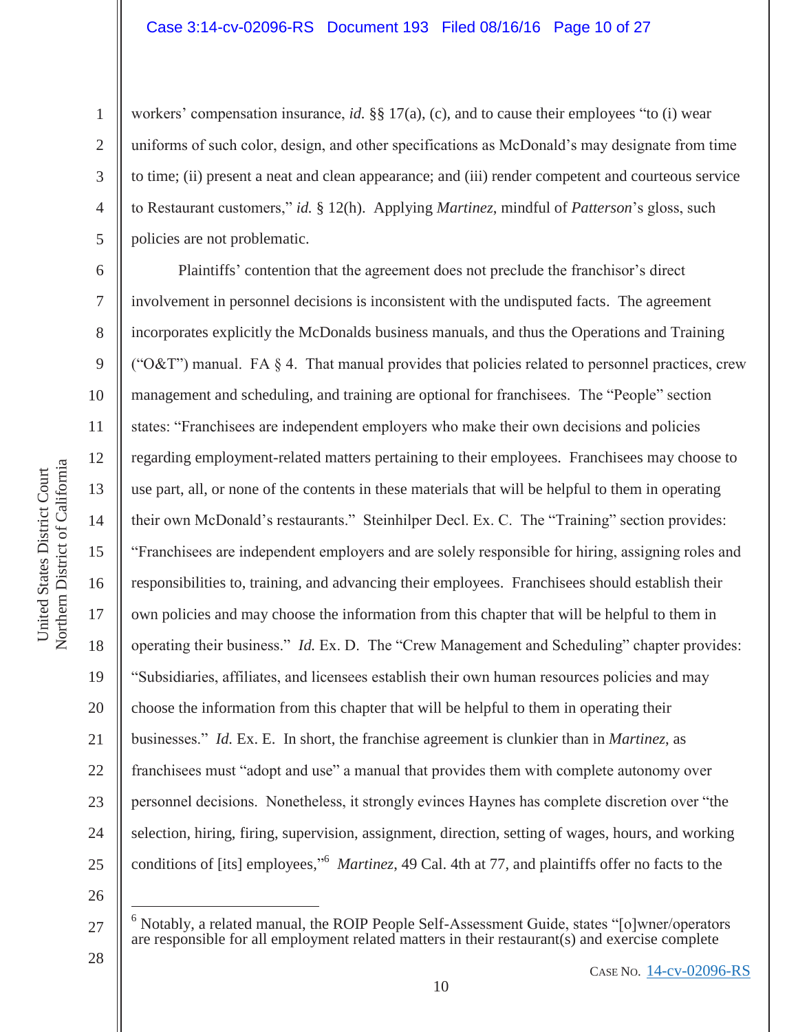workers' compensation insurance, *id.* §§ 17(a), (c), and to cause their employees "to (i) wear uniforms of such color, design, and other specifications as McDonald's may designate from time to time; (ii) present a neat and clean appearance; and (iii) render competent and courteous service to Restaurant customers," *id.* § 12(h). Applying *Martinez,* mindful of *Patterson*'s gloss, such policies are not problematic.

Plaintiffs' contention that the agreement does not preclude the franchisor's direct involvement in personnel decisions is inconsistent with the undisputed facts. The agreement incorporates explicitly the McDonalds business manuals, and thus the Operations and Training ("O&T") manual. FA § 4. That manual provides that policies related to personnel practices, crew management and scheduling, and training are optional for franchisees. The "People" section states: "Franchisees are independent employers who make their own decisions and policies regarding employment-related matters pertaining to their employees. Franchisees may choose to use part, all, or none of the contents in these materials that will be helpful to them in operating their own McDonald's restaurants." Steinhilper Decl. Ex. C. The "Training" section provides: "Franchisees are independent employers and are solely responsible for hiring, assigning roles and responsibilities to, training, and advancing their employees. Franchisees should establish their own policies and may choose the information from this chapter that will be helpful to them in operating their business." *Id.* Ex. D. The "Crew Management and Scheduling" chapter provides: "Subsidiaries, affiliates, and licensees establish their own human resources policies and may choose the information from this chapter that will be helpful to them in operating their businesses." *Id.* Ex. E. In short, the franchise agreement is clunkier than in *Martinez*, as franchisees must "adopt and use" a manual that provides them with complete autonomy over personnel decisions. Nonetheless, it strongly evinces Haynes has complete discretion over "the selection, hiring, firing, supervision, assignment, direction, setting of wages, hours, and working conditions of [its] employees,"[6] *Martinez*, 49 Cal. 4th at 77, and plaintiffs offer no facts to the

---

[6] Notably, a related manual, the ROIP People Self-Assessment Guide, states "[o]wner/operators are responsible for all employment related matters in their restaurant(s) and exercise complete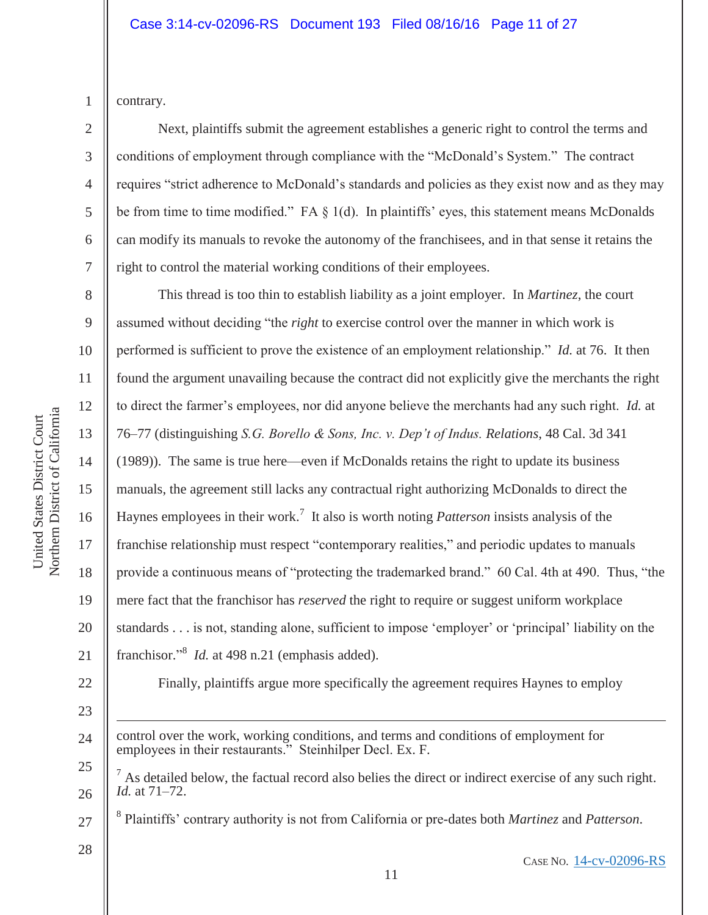contrary.

Next, plaintiffs submit the agreement establishes a generic right to control the terms and conditions of employment through compliance with the "McDonald's System." The contract requires "strict adherence to McDonald's standards and policies as they exist now and as they may be from time to time modified." FA § 1(d). In plaintiffs' eyes, this statement means McDonalds can modify its manuals to revoke the autonomy of the franchisees, and in that sense it retains the right to control the material working conditions of their employees.

This thread is too thin to establish liability as a joint employer. In *Martinez*, the court assumed without deciding "the *right* to exercise control over the manner in which work is performed is sufficient to prove the existence of an employment relationship." *Id.* at 76. It then found the argument unavailing because the contract did not explicitly give the merchants the right to direct the farmer's employees, nor did anyone believe the merchants had any such right. *Id.* at 76–77 (distinguishing *S.G. Borello & Sons, Inc. v. Dep't of Indus. Relations*, 48 Cal. 3d 341 (1989)). The same is true here—even if McDonalds retains the right to update its business manuals, the agreement still lacks any contractual right authorizing McDonalds to direct the Haynes employees in their work.[7] It also is worth noting *Patterson* insists analysis of the franchise relationship must respect "contemporary realities," and periodic updates to manuals provide a continuous means of "protecting the trademarked brand." 60 Cal. 4th at 490. Thus, "the mere fact that the franchisor has *reserved* the right to require or suggest uniform workplace standards . . . is not, standing alone, sufficient to impose 'employer' or 'principal' liability on the franchisor."[8] *Id.* at 498 n.21 (emphasis added).

Finally, plaintiffs argue more specifically the agreement requires Haynes to employ

---

control over the work, working conditions, and terms and conditions of employment for employees in their restaurants." Steinhilper Decl. Ex. F.

[7] As detailed below, the factual record also belies the direct or indirect exercise of any such right. *Id.* at 71–72.

[8] Plaintiffs' contrary authority is not from California or pre-dates both *Martinez* and *Patterson*.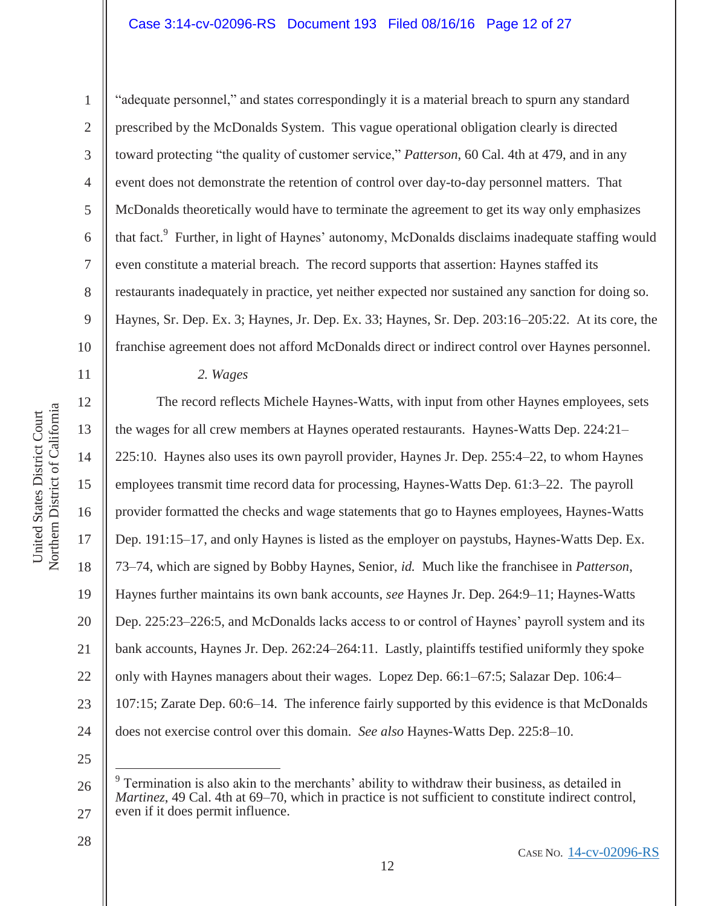"adequate personnel," and states correspondingly it is a material breach to spurn any standard prescribed by the McDonalds System. This vague operational obligation clearly is directed toward protecting "the quality of customer service," *Patterson*, 60 Cal. 4th at 479, and in any event does not demonstrate the retention of control over day-to-day personnel matters. That McDonalds theoretically would have to terminate the agreement to get its way only emphasizes that fact.[9] Further, in light of Haynes' autonomy, McDonalds disclaims inadequate staffing would even constitute a material breach. The record supports that assertion: Haynes staffed its restaurants inadequately in practice, yet neither expected nor sustained any sanction for doing so. Haynes, Sr. Dep. Ex. 3; Haynes, Jr. Dep. Ex. 33; Haynes, Sr. Dep. 203:16–205:22. At its core, the franchise agreement does not afford McDonalds direct or indirect control over Haynes personnel.

*2. Wages*

The record reflects Michele Haynes-Watts, with input from other Haynes employees, sets the wages for all crew members at Haynes operated restaurants. Haynes-Watts Dep. 224:21–225:10. Haynes also uses its own payroll provider, Haynes Jr. Dep. 255:4–22, to whom Haynes employees transmit time record data for processing, Haynes-Watts Dep. 61:3–22. The payroll provider formatted the checks and wage statements that go to Haynes employees, Haynes-Watts Dep. 191:15–17, and only Haynes is listed as the employer on paystubs, Haynes-Watts Dep. Ex. 73–74, which are signed by Bobby Haynes, Senior, *id.* Much like the franchisee in *Patterson*, Haynes further maintains its own bank accounts, *see* Haynes Jr. Dep. 264:9–11; Haynes-Watts Dep. 225:23–226:5, and McDonalds lacks access to or control of Haynes' payroll system and its bank accounts, Haynes Jr. Dep. 262:24–264:11. Lastly, plaintiffs testified uniformly they spoke only with Haynes managers about their wages. Lopez Dep. 66:1–67:5; Salazar Dep. 106:4–107:15; Zarate Dep. 60:6–14. The inference fairly supported by this evidence is that McDonalds does not exercise control over this domain. *See also* Haynes-Watts Dep. 225:8–10.

---

[9] Termination is also akin to the merchants' ability to withdraw their business, as detailed in *Martinez*, 49 Cal. 4th at 69–70, which in practice is not sufficient to constitute indirect control, even if it does permit influence.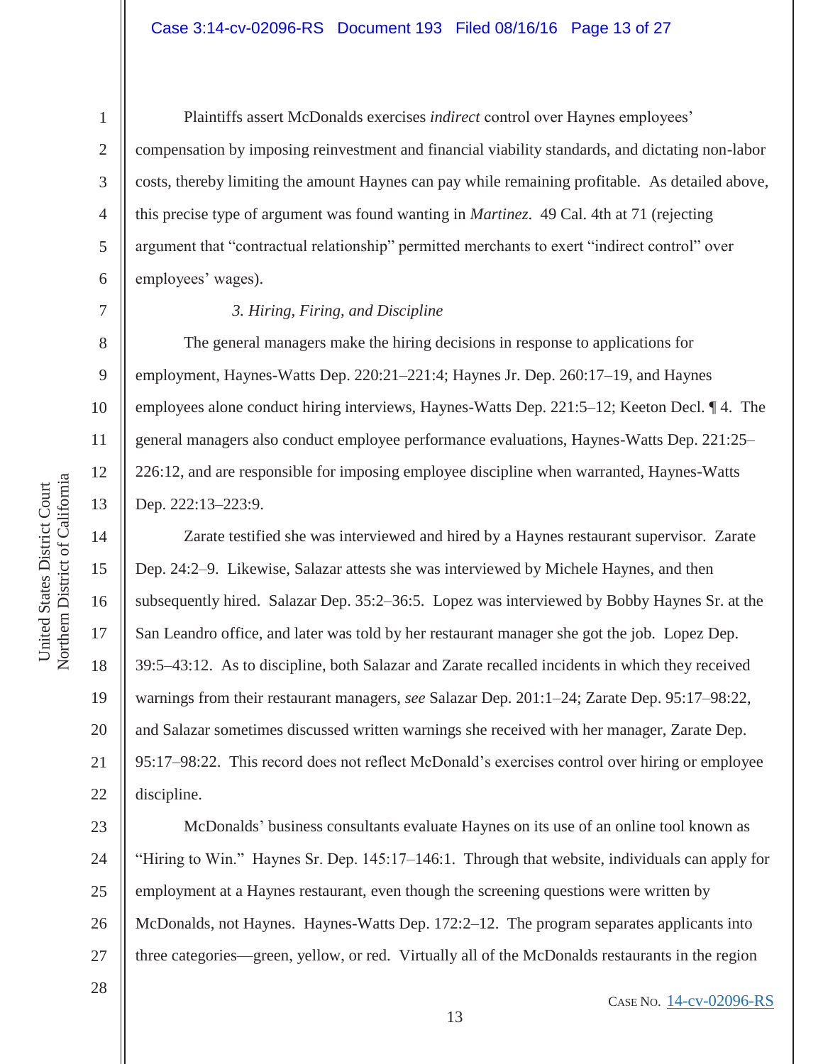Plaintiffs assert McDonalds exercises *indirect* control over Haynes employees' compensation by imposing reinvestment and financial viability standards, and dictating non-labor costs, thereby limiting the amount Haynes can pay while remaining profitable. As detailed above, this precise type of argument was found wanting in *Martinez*. 49 Cal. 4th at 71 (rejecting argument that "contractual relationship" permitted merchants to exert "indirect control" over employees' wages).

*3. Hiring, Firing, and Discipline*

The general managers make the hiring decisions in response to applications for employment, Haynes-Watts Dep. 220:21–221:4; Haynes Jr. Dep. 260:17–19, and Haynes employees alone conduct hiring interviews, Haynes-Watts Dep. 221:5–12; Keeton Decl. ¶ 4. The general managers also conduct employee performance evaluations, Haynes-Watts Dep. 221:25–226:12, and are responsible for imposing employee discipline when warranted, Haynes-Watts Dep. 222:13–223:9.

Zarate testified she was interviewed and hired by a Haynes restaurant supervisor. Zarate Dep. 24:2–9. Likewise, Salazar attests she was interviewed by Michele Haynes, and then subsequently hired. Salazar Dep. 35:2–36:5. Lopez was interviewed by Bobby Haynes Sr. at the San Leandro office, and later was told by her restaurant manager she got the job. Lopez Dep. 39:5–43:12. As to discipline, both Salazar and Zarate recalled incidents in which they received warnings from their restaurant managers, *see* Salazar Dep. 201:1–24; Zarate Dep. 95:17–98:22, and Salazar sometimes discussed written warnings she received with her manager, Zarate Dep. 95:17–98:22. This record does not reflect McDonald's exercises control over hiring or employee discipline.

McDonalds' business consultants evaluate Haynes on its use of an online tool known as "Hiring to Win." Haynes Sr. Dep. 145:17–146:1. Through that website, individuals can apply for employment at a Haynes restaurant, even though the screening questions were written by McDonalds, not Haynes. Haynes-Watts Dep. 172:2–12. The program separates applicants into three categories—green, yellow, or red. Virtually all of the McDonalds restaurants in the region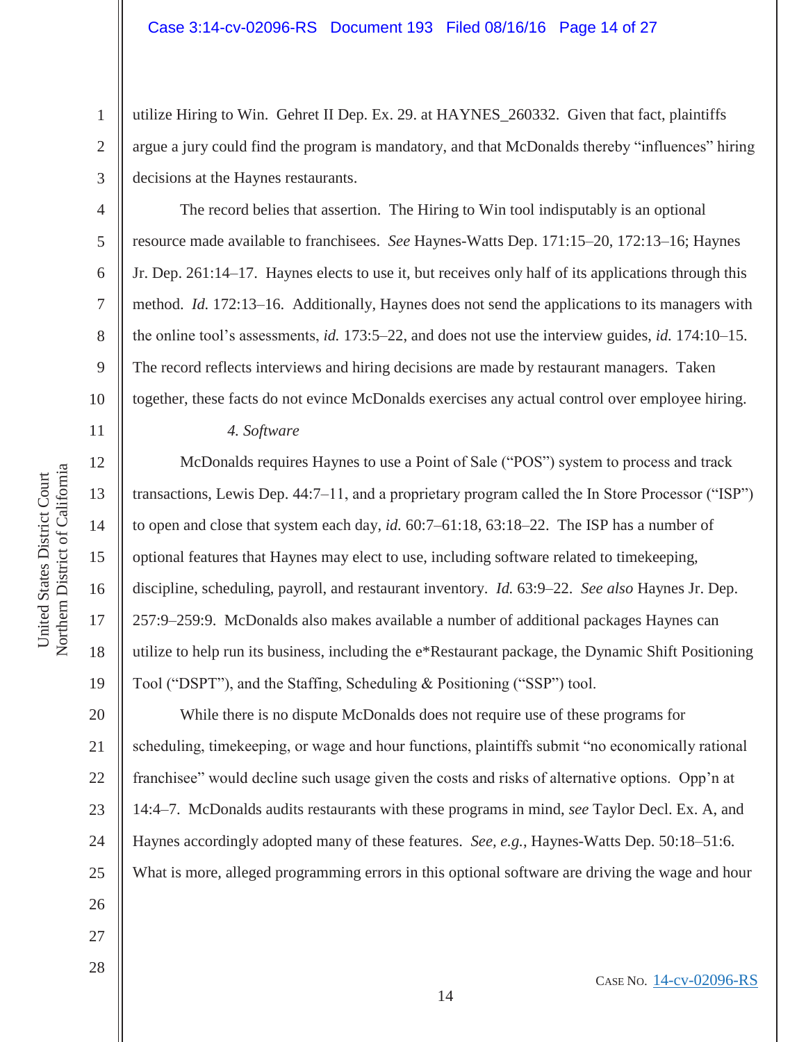utilize Hiring to Win. Gehret II Dep. Ex. 29. at HAYNES_260332. Given that fact, plaintiffs argue a jury could find the program is mandatory, and that McDonalds thereby "influences" hiring decisions at the Haynes restaurants.

The record belies that assertion. The Hiring to Win tool indisputably is an optional resource made available to franchisees. *See* Haynes-Watts Dep. 171:15–20, 172:13–16; Haynes Jr. Dep. 261:14–17. Haynes elects to use it, but receives only half of its applications through this method. *Id.* 172:13–16. Additionally, Haynes does not send the applications to its managers with the online tool's assessments, *id.* 173:5–22, and does not use the interview guides, *id.* 174:10–15. The record reflects interviews and hiring decisions are made by restaurant managers. Taken together, these facts do not evince McDonalds exercises any actual control over employee hiring.

*4. Software*

McDonalds requires Haynes to use a Point of Sale ("POS") system to process and track transactions, Lewis Dep. 44:7–11, and a proprietary program called the In Store Processor ("ISP") to open and close that system each day, *id.* 60:7–61:18, 63:18–22. The ISP has a number of optional features that Haynes may elect to use, including software related to timekeeping, discipline, scheduling, payroll, and restaurant inventory. *Id.* 63:9–22. *See also* Haynes Jr. Dep. 257:9–259:9. McDonalds also makes available a number of additional packages Haynes can utilize to help run its business, including the e*Restaurant package, the Dynamic Shift Positioning Tool ("DSPT"), and the Staffing, Scheduling & Positioning ("SSP") tool.

While there is no dispute McDonalds does not require use of these programs for scheduling, timekeeping, or wage and hour functions, plaintiffs submit "no economically rational franchisee" would decline such usage given the costs and risks of alternative options. Opp'n at 14:4–7. McDonalds audits restaurants with these programs in mind, *see* Taylor Decl. Ex. A, and Haynes accordingly adopted many of these features. *See, e.g.*, Haynes-Watts Dep. 50:18–51:6. What is more, alleged programming errors in this optional software are driving the wage and hour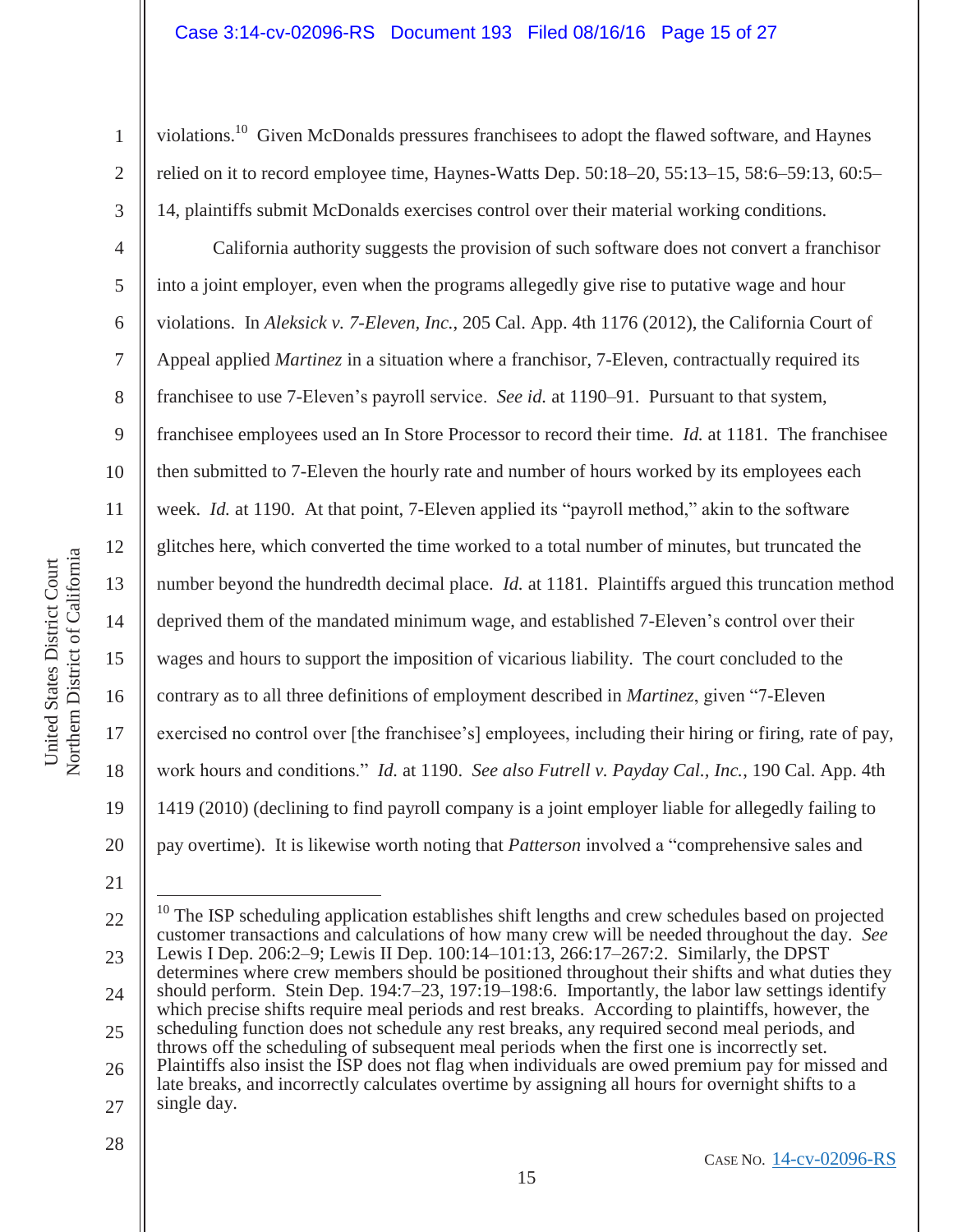violations.[10] Given McDonalds pressures franchisees to adopt the flawed software, and Haynes relied on it to record employee time, Haynes-Watts Dep. 50:18–20, 55:13–15, 58:6–59:13, 60:5–14, plaintiffs submit McDonalds exercises control over their material working conditions.

California authority suggests the provision of such software does not convert a franchisor into a joint employer, even when the programs allegedly give rise to putative wage and hour violations. In *Aleksick v. 7-Eleven, Inc.*, 205 Cal. App. 4th 1176 (2012), the California Court of Appeal applied *Martinez* in a situation where a franchisor, 7-Eleven, contractually required its franchisee to use 7-Eleven's payroll service. *See id.* at 1190–91. Pursuant to that system, franchisee employees used an In Store Processor to record their time. *Id.* at 1181. The franchisee then submitted to 7-Eleven the hourly rate and number of hours worked by its employees each week. *Id.* at 1190. At that point, 7-Eleven applied its "payroll method," akin to the software glitches here, which converted the time worked to a total number of minutes, but truncated the number beyond the hundredth decimal place. *Id.* at 1181. Plaintiffs argued this truncation method deprived them of the mandated minimum wage, and established 7-Eleven's control over their wages and hours to support the imposition of vicarious liability. The court concluded to the contrary as to all three definitions of employment described in *Martinez*, given "7-Eleven exercised no control over [the franchisee's] employees, including their hiring or firing, rate of pay, work hours and conditions." *Id.* at 1190. *See also Futrell v. Payday Cal., Inc.*, 190 Cal. App. 4th 1419 (2010) (declining to find payroll company is a joint employer liable for allegedly failing to pay overtime). It is likewise worth noting that *Patterson* involved a "comprehensive sales and

---

[10] The ISP scheduling application establishes shift lengths and crew schedules based on projected customer transactions and calculations of how many crew will be needed throughout the day. *See* Lewis I Dep. 206:2–9; Lewis II Dep. 100:14–101:13, 266:17–267:2. Similarly, the DPST determines where crew members should be positioned throughout their shifts and what duties they should perform. Stein Dep. 194:7–23, 197:19–198:6. Importantly, the labor law settings identify which precise shifts require meal periods and rest breaks. According to plaintiffs, however, the scheduling function does not schedule any rest breaks, any required second meal periods, and throws off the scheduling of subsequent meal periods when the first one is incorrectly set. Plaintiffs also insist the ISP does not flag when individuals are owed premium pay for missed and late breaks, and incorrectly calculates overtime by assigning all hours for overnight shifts to a single day.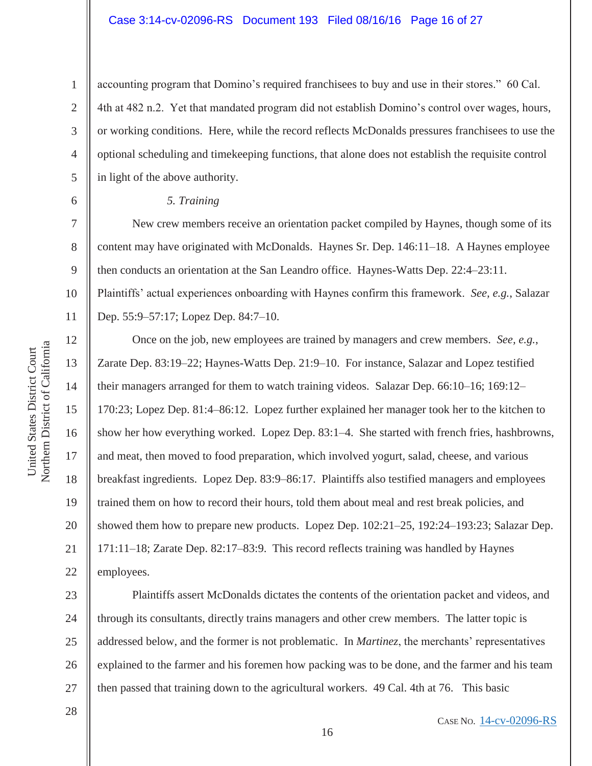accounting program that Domino's required franchisees to buy and use in their stores." 60 Cal. 4th at 482 n.2. Yet that mandated program did not establish Domino's control over wages, hours, or working conditions. Here, while the record reflects McDonalds pressures franchisees to use the optional scheduling and timekeeping functions, that alone does not establish the requisite control in light of the above authority.

*5. Training*

New crew members receive an orientation packet compiled by Haynes, though some of its content may have originated with McDonalds. Haynes Sr. Dep. 146:11–18. A Haynes employee then conducts an orientation at the San Leandro office. Haynes-Watts Dep. 22:4–23:11. Plaintiffs' actual experiences onboarding with Haynes confirm this framework. *See, e.g.*, Salazar Dep. 55:9–57:17; Lopez Dep. 84:7–10.

Once on the job, new employees are trained by managers and crew members. *See, e.g.*, Zarate Dep. 83:19–22; Haynes-Watts Dep. 21:9–10. For instance, Salazar and Lopez testified their managers arranged for them to watch training videos. Salazar Dep. 66:10–16; 169:12–170:23; Lopez Dep. 81:4–86:12. Lopez further explained her manager took her to the kitchen to show her how everything worked. Lopez Dep. 83:1–4. She started with french fries, hashbrowns, and meat, then moved to food preparation, which involved yogurt, salad, cheese, and various breakfast ingredients. Lopez Dep. 83:9–86:17. Plaintiffs also testified managers and employees trained them on how to record their hours, told them about meal and rest break policies, and showed them how to prepare new products. Lopez Dep. 102:21–25, 192:24–193:23; Salazar Dep. 171:11–18; Zarate Dep. 82:17–83:9. This record reflects training was handled by Haynes employees.

Plaintiffs assert McDonalds dictates the contents of the orientation packet and videos, and through its consultants, directly trains managers and other crew members. The latter topic is addressed below, and the former is not problematic. In *Martinez*, the merchants' representatives explained to the farmer and his foremen how packing was to be done, and the farmer and his team then passed that training down to the agricultural workers. 49 Cal. 4th at 76. This basic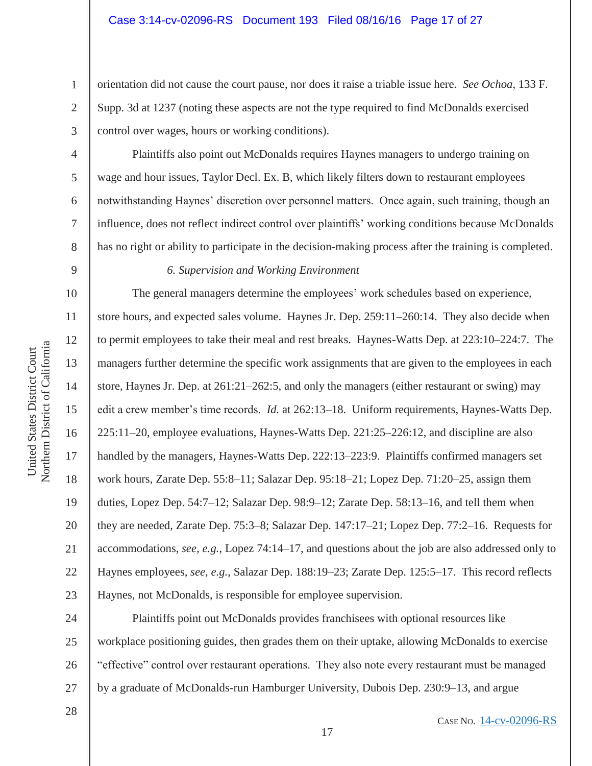orientation did not cause the court pause, nor does it raise a triable issue here. *See Ochoa*, 133 F. Supp. 3d at 1237 (noting these aspects are not the type required to find McDonalds exercised control over wages, hours or working conditions).

Plaintiffs also point out McDonalds requires Haynes managers to undergo training on wage and hour issues, Taylor Decl. Ex. B, which likely filters down to restaurant employees notwithstanding Haynes' discretion over personnel matters. Once again, such training, though an influence, does not reflect indirect control over plaintiffs' working conditions because McDonalds has no right or ability to participate in the decision-making process after the training is completed.

*6. Supervision and Working Environment*

The general managers determine the employees' work schedules based on experience, store hours, and expected sales volume. Haynes Jr. Dep. 259:11–260:14. They also decide when to permit employees to take their meal and rest breaks. Haynes-Watts Dep. at 223:10–224:7. The managers further determine the specific work assignments that are given to the employees in each store, Haynes Jr. Dep. at 261:21–262:5, and only the managers (either restaurant or swing) may edit a crew member's time records. *Id.* at 262:13–18. Uniform requirements, Haynes-Watts Dep. 225:11–20, employee evaluations, Haynes-Watts Dep. 221:25–226:12, and discipline are also handled by the managers, Haynes-Watts Dep. 222:13–223:9. Plaintiffs confirmed managers set work hours, Zarate Dep. 55:8–11; Salazar Dep. 95:18–21; Lopez Dep. 71:20–25, assign them duties, Lopez Dep. 54:7–12; Salazar Dep. 98:9–12; Zarate Dep. 58:13–16, and tell them when they are needed, Zarate Dep. 75:3–8; Salazar Dep. 147:17–21; Lopez Dep. 77:2–16. Requests for accommodations, *see, e.g.*, Lopez 74:14–17, and questions about the job are also addressed only to Haynes employees, *see, e.g.*, Salazar Dep. 188:19–23; Zarate Dep. 125:5–17. This record reflects Haynes, not McDonalds, is responsible for employee supervision.

Plaintiffs point out McDonalds provides franchisees with optional resources like workplace positioning guides, then grades them on their uptake, allowing McDonalds to exercise "effective" control over restaurant operations. They also note every restaurant must be managed by a graduate of McDonalds-run Hamburger University, Dubois Dep. 230:9–13, and argue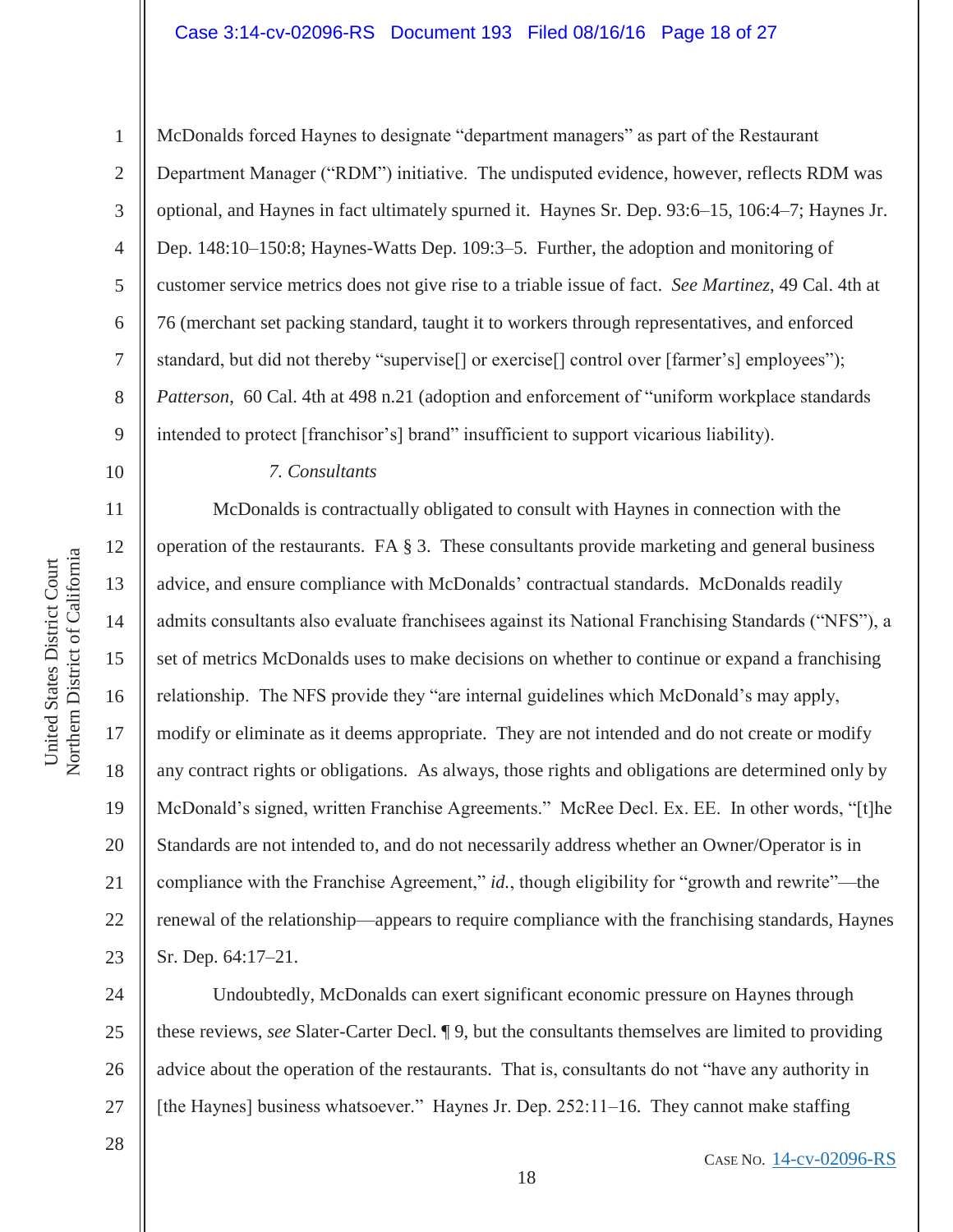McDonalds forced Haynes to designate "department managers" as part of the Restaurant Department Manager ("RDM") initiative. The undisputed evidence, however, reflects RDM was optional, and Haynes in fact ultimately spurned it. Haynes Sr. Dep. 93:6–15, 106:4–7; Haynes Jr. Dep. 148:10–150:8; Haynes-Watts Dep. 109:3–5. Further, the adoption and monitoring of customer service metrics does not give rise to a triable issue of fact. *See Martinez*, 49 Cal. 4th at 76 (merchant set packing standard, taught it to workers through representatives, and enforced standard, but did not thereby "supervise[] or exercise[] control over [farmer's] employees"); *Patterson*, 60 Cal. 4th at 498 n.21 (adoption and enforcement of "uniform workplace standards intended to protect [franchisor's] brand" insufficient to support vicarious liability).

*7. Consultants*

McDonalds is contractually obligated to consult with Haynes in connection with the operation of the restaurants. FA § 3. These consultants provide marketing and general business advice, and ensure compliance with McDonalds' contractual standards. McDonalds readily admits consultants also evaluate franchisees against its National Franchising Standards ("NFS"), a set of metrics McDonalds uses to make decisions on whether to continue or expand a franchising relationship. The NFS provide they "are internal guidelines which McDonald's may apply, modify or eliminate as it deems appropriate. They are not intended and do not create or modify any contract rights or obligations. As always, those rights and obligations are determined only by McDonald's signed, written Franchise Agreements." McRee Decl. Ex. EE. In other words, "[t]he Standards are not intended to, and do not necessarily address whether an Owner/Operator is in compliance with the Franchise Agreement," *id.*, though eligibility for "growth and rewrite"—the renewal of the relationship—appears to require compliance with the franchising standards, Haynes Sr. Dep. 64:17–21.

Undoubtedly, McDonalds can exert significant economic pressure on Haynes through these reviews, *see* Slater-Carter Decl. ¶ 9, but the consultants themselves are limited to providing advice about the operation of the restaurants. That is, consultants do not "have any authority in [the Haynes] business whatsoever." Haynes Jr. Dep. 252:11–16. They cannot make staffing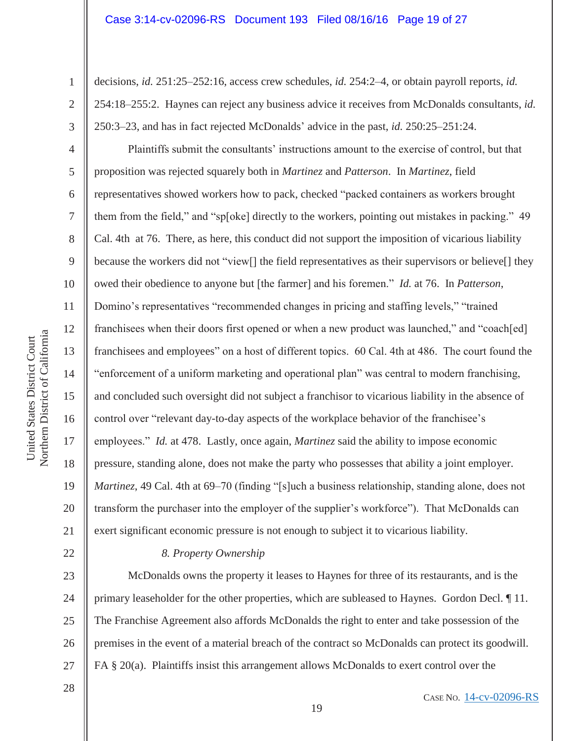decisions, *id.* 251:25–252:16, access crew schedules, *id.* 254:2–4, or obtain payroll reports, *id.* 254:18–255:2. Haynes can reject any business advice it receives from McDonalds consultants, *id.* 250:3–23, and has in fact rejected McDonalds' advice in the past, *id.* 250:25–251:24.

Plaintiffs submit the consultants' instructions amount to the exercise of control, but that proposition was rejected squarely both in *Martinez* and *Patterson*. In *Martinez*, field representatives showed workers how to pack, checked "packed containers as workers brought them from the field," and "sp[oke] directly to the workers, pointing out mistakes in packing." 49 Cal. 4th at 76. There, as here, this conduct did not support the imposition of vicarious liability because the workers did not "view[] the field representatives as their supervisors or believe[] they owed their obedience to anyone but [the farmer] and his foremen." *Id.* at 76. In *Patterson*, Domino's representatives "recommended changes in pricing and staffing levels," "trained franchisees when their doors first opened or when a new product was launched," and "coach[ed] franchisees and employees" on a host of different topics. 60 Cal. 4th at 486. The court found the "enforcement of a uniform marketing and operational plan" was central to modern franchising, and concluded such oversight did not subject a franchisor to vicarious liability in the absence of control over "relevant day-to-day aspects of the workplace behavior of the franchisee's employees." *Id.* at 478. Lastly, once again, *Martinez* said the ability to impose economic pressure, standing alone, does not make the party who possesses that ability a joint employer. *Martinez*, 49 Cal. 4th at 69–70 (finding "[s]uch a business relationship, standing alone, does not transform the purchaser into the employer of the supplier's workforce"). That McDonalds can exert significant economic pressure is not enough to subject it to vicarious liability.

*8. Property Ownership*

McDonalds owns the property it leases to Haynes for three of its restaurants, and is the primary leaseholder for the other properties, which are subleased to Haynes. Gordon Decl. ¶ 11. The Franchise Agreement also affords McDonalds the right to enter and take possession of the premises in the event of a material breach of the contract so McDonalds can protect its goodwill. FA § 20(a). Plaintiffs insist this arrangement allows McDonalds to exert control over the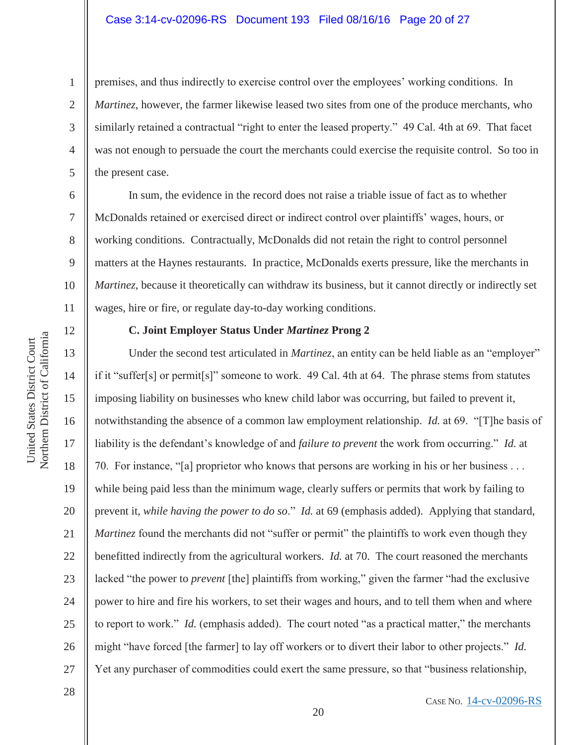premises, and thus indirectly to exercise control over the employees' working conditions. In *Martinez*, however, the farmer likewise leased two sites from one of the produce merchants, who similarly retained a contractual "right to enter the leased property." 49 Cal. 4th at 69. That facet was not enough to persuade the court the merchants could exercise the requisite control. So too in the present case.

In sum, the evidence in the record does not raise a triable issue of fact as to whether McDonalds retained or exercised direct or indirect control over plaintiffs' wages, hours, or working conditions. Contractually, McDonalds did not retain the right to control personnel matters at the Haynes restaurants. In practice, McDonalds exerts pressure, like the merchants in *Martinez*, because it theoretically can withdraw its business, but it cannot directly or indirectly set wages, hire or fire, or regulate day-to-day working conditions.

**C. Joint Employer Status Under *Martinez* Prong 2**

Under the second test articulated in *Martinez*, an entity can be held liable as an "employer" if it "suffer[s] or permit[s]" someone to work. 49 Cal. 4th at 64. The phrase stems from statutes imposing liability on businesses who knew child labor was occurring, but failed to prevent it, notwithstanding the absence of a common law employment relationship. *Id.* at 69. "[T]he basis of liability is the defendant's knowledge of and *failure to prevent* the work from occurring." *Id.* at 70. For instance, "[a] proprietor who knows that persons are working in his or her business . . . while being paid less than the minimum wage, clearly suffers or permits that work by failing to prevent it, *while having the power to do so*." *Id.* at 69 (emphasis added). Applying that standard, *Martinez* found the merchants did not "suffer or permit" the plaintiffs to work even though they benefitted indirectly from the agricultural workers. *Id.* at 70. The court reasoned the merchants lacked "the power to *prevent* [the] plaintiffs from working," given the farmer "had the exclusive power to hire and fire his workers, to set their wages and hours, and to tell them when and where to report to work." *Id.* (emphasis added). The court noted "as a practical matter," the merchants might "have forced [the farmer] to lay off workers or to divert their labor to other projects." *Id.* Yet any purchaser of commodities could exert the same pressure, so that "business relationship,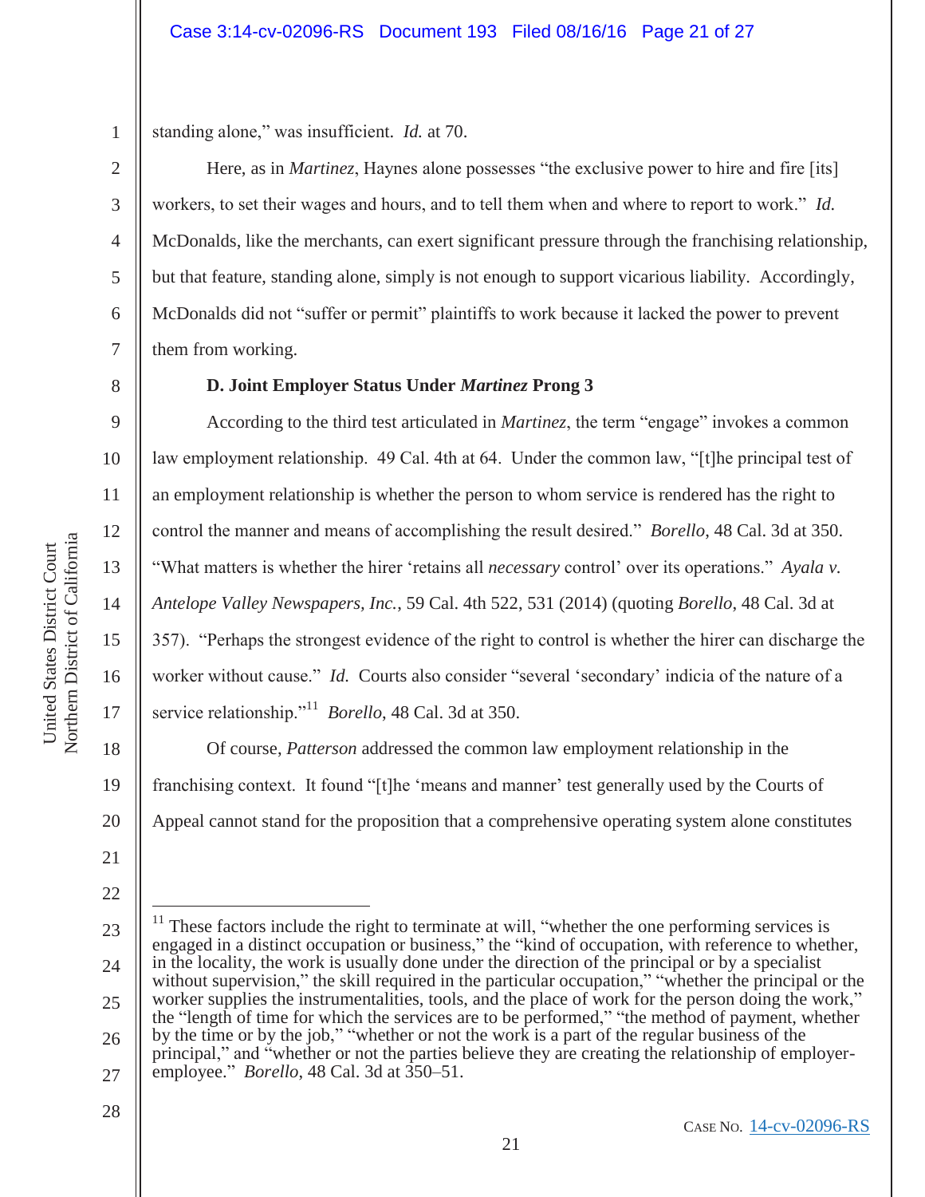standing alone," was insufficient. *Id.* at 70.

Here, as in *Martinez*, Haynes alone possesses "the exclusive power to hire and fire [its] workers, to set their wages and hours, and to tell them when and where to report to work." *Id.* McDonalds, like the merchants, can exert significant pressure through the franchising relationship, but that feature, standing alone, simply is not enough to support vicarious liability. Accordingly, McDonalds did not "suffer or permit" plaintiffs to work because it lacked the power to prevent them from working.

### D. Joint Employer Status Under *Martinez* Prong 3

According to the third test articulated in *Martinez*, the term "engage" invokes a common law employment relationship. 49 Cal. 4th at 64. Under the common law, "[t]he principal test of an employment relationship is whether the person to whom service is rendered has the right to control the manner and means of accomplishing the result desired." *Borello*, 48 Cal. 3d at 350. "What matters is whether the hirer 'retains all *necessary* control' over its operations." *Ayala v. Antelope Valley Newspapers, Inc.*, 59 Cal. 4th 522, 531 (2014) (quoting *Borello*, 48 Cal. 3d at 357). "Perhaps the strongest evidence of the right to control is whether the hirer can discharge the worker without cause." *Id.* Courts also consider "several 'secondary' indicia of the nature of a service relationship."[11] *Borello*, 48 Cal. 3d at 350.

Of course, *Patterson* addressed the common law employment relationship in the franchising context. It found "[t]he 'means and manner' test generally used by the Courts of Appeal cannot stand for the proposition that a comprehensive operating system alone constitutes

---

[11] These factors include the right to terminate at will, "whether the one performing services is engaged in a distinct occupation or business," the "kind of occupation, with reference to whether, in the locality, the work is usually done under the direction of the principal or by a specialist without supervision," the skill required in the particular occupation," "whether the principal or the worker supplies the instrumentalities, tools, and the place of work for the person doing the work," the "length of time for which the services are to be performed," "the method of payment, whether by the time or by the job," "whether or not the work is a part of the regular business of the principal," and "whether or not the parties believe they are creating the relationship of employer-employee." *Borello*, 48 Cal. 3d at 350–51.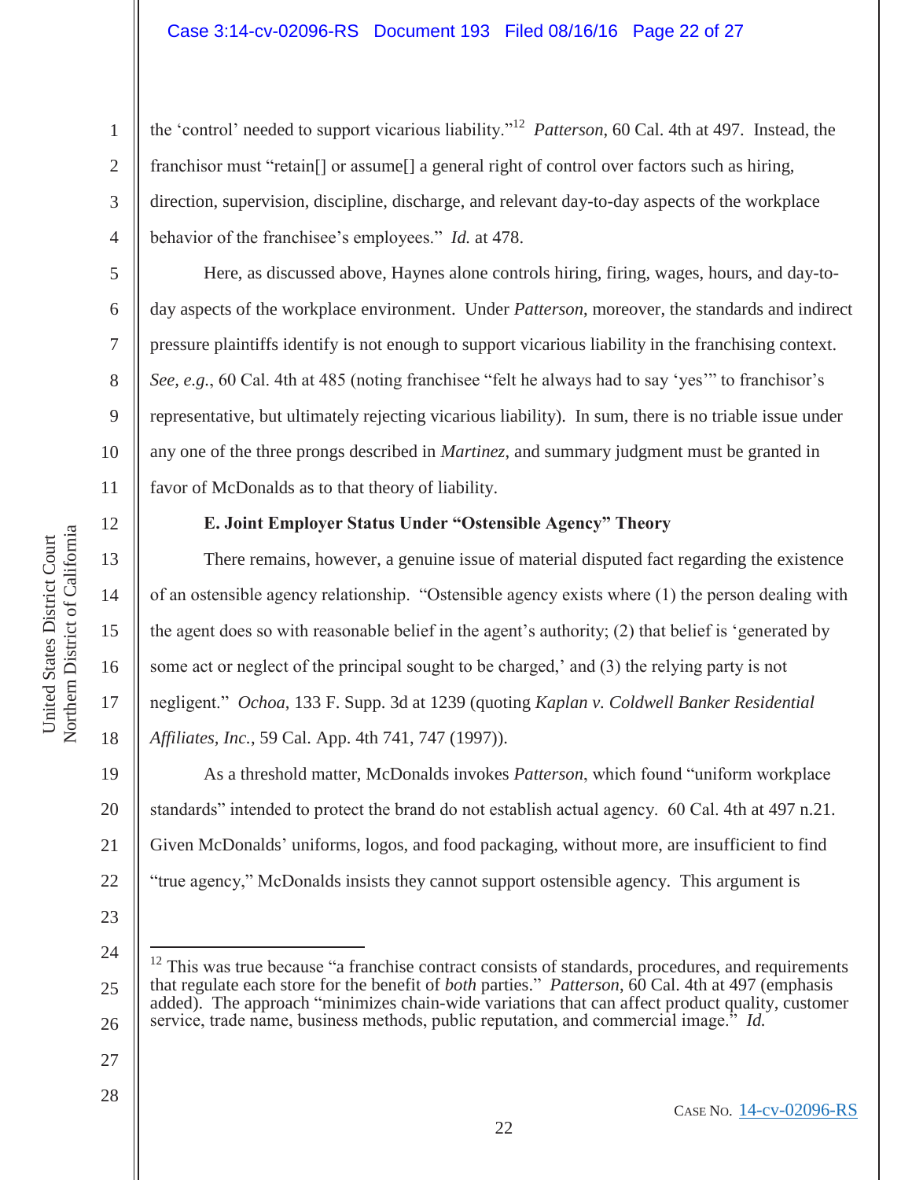the 'control' needed to support vicarious liability."[12] *Patterson*, 60 Cal. 4th at 497. Instead, the franchisor must "retain[] or assume[] a general right of control over factors such as hiring, direction, supervision, discipline, discharge, and relevant day-to-day aspects of the workplace behavior of the franchisee's employees." *Id.* at 478.

Here, as discussed above, Haynes alone controls hiring, firing, wages, hours, and day-to-day aspects of the workplace environment. Under *Patterson*, moreover, the standards and indirect pressure plaintiffs identify is not enough to support vicarious liability in the franchising context. *See, e.g.*, 60 Cal. 4th at 485 (noting franchisee "felt he always had to say 'yes'" to franchisor's representative, but ultimately rejecting vicarious liability). In sum, there is no triable issue under any one of the three prongs described in *Martinez*, and summary judgment must be granted in favor of McDonalds as to that theory of liability.

**E. Joint Employer Status Under "Ostensible Agency" Theory**

There remains, however, a genuine issue of material disputed fact regarding the existence of an ostensible agency relationship. "Ostensible agency exists where (1) the person dealing with the agent does so with reasonable belief in the agent's authority; (2) that belief is 'generated by some act or neglect of the principal sought to be charged,' and (3) the relying party is not negligent." *Ochoa*, 133 F. Supp. 3d at 1239 (quoting *Kaplan v. Coldwell Banker Residential Affiliates, Inc.*, 59 Cal. App. 4th 741, 747 (1997)).

As a threshold matter, McDonalds invokes *Patterson*, which found "uniform workplace standards" intended to protect the brand do not establish actual agency. 60 Cal. 4th at 497 n.21. Given McDonalds' uniforms, logos, and food packaging, without more, are insufficient to find "true agency," McDonalds insists they cannot support ostensible agency. This argument is

---

[12] This was true because "a franchise contract consists of standards, procedures, and requirements that regulate each store for the benefit of *both* parties." *Patterson*, 60 Cal. 4th at 497 (emphasis added). The approach "minimizes chain-wide variations that can affect product quality, customer service, trade name, business methods, public reputation, and commercial image." *Id.*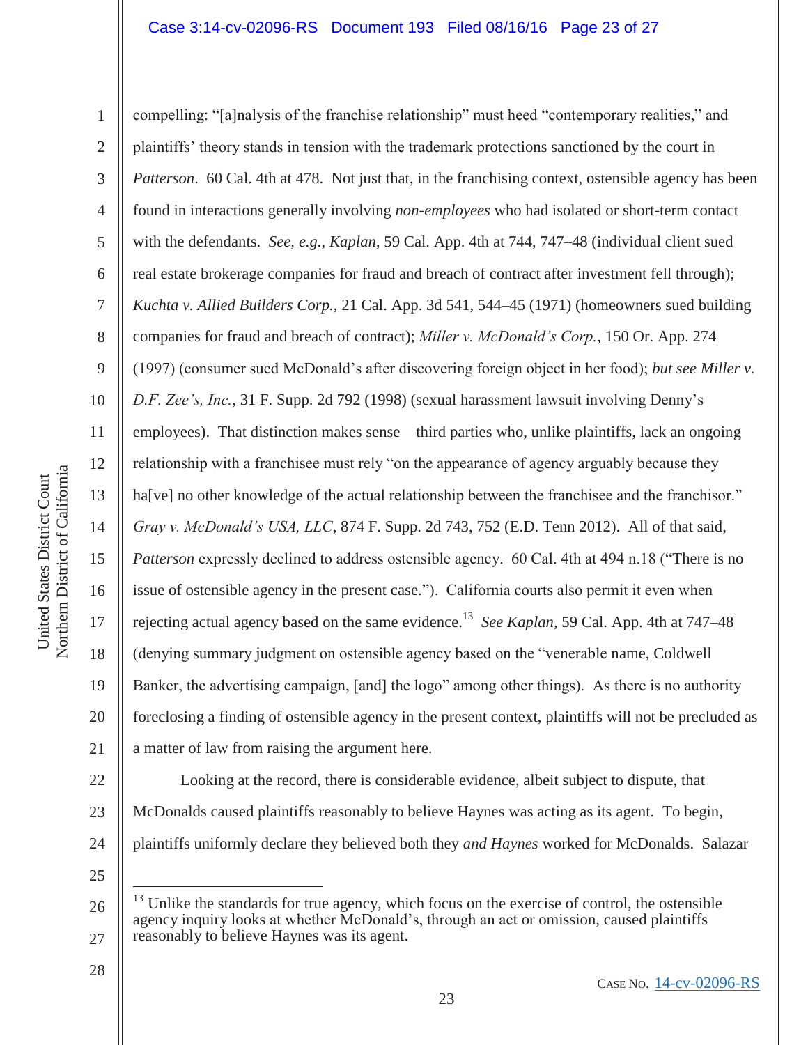compelling: "[a]nalysis of the franchise relationship" must heed "contemporary realities," and plaintiffs' theory stands in tension with the trademark protections sanctioned by the court in *Patterson*. 60 Cal. 4th at 478. Not just that, in the franchising context, ostensible agency has been found in interactions generally involving *non-employees* who had isolated or short-term contact with the defendants. *See, e.g.*, *Kaplan*, 59 Cal. App. 4th at 744, 747–48 (individual client sued real estate brokerage companies for fraud and breach of contract after investment fell through); *Kuchta v. Allied Builders Corp.*, 21 Cal. App. 3d 541, 544–45 (1971) (homeowners sued building companies for fraud and breach of contract); *Miller v. McDonald's Corp.*, 150 Or. App. 274 (1997) (consumer sued McDonald's after discovering foreign object in her food); *but see Miller v. D.F. Zee's, Inc.*, 31 F. Supp. 2d 792 (1998) (sexual harassment lawsuit involving Denny's employees). That distinction makes sense—third parties who, unlike plaintiffs, lack an ongoing relationship with a franchisee must rely "on the appearance of agency arguably because they ha[ve] no other knowledge of the actual relationship between the franchisee and the franchisor." *Gray v. McDonald's USA, LLC*, 874 F. Supp. 2d 743, 752 (E.D. Tenn 2012). All of that said, *Patterson* expressly declined to address ostensible agency. 60 Cal. 4th at 494 n.18 ("There is no issue of ostensible agency in the present case."). California courts also permit it even when rejecting actual agency based on the same evidence.[13] *See Kaplan*, 59 Cal. App. 4th at 747–48 (denying summary judgment on ostensible agency based on the "venerable name, Coldwell Banker, the advertising campaign, [and] the logo" among other things). As there is no authority foreclosing a finding of ostensible agency in the present context, plaintiffs will not be precluded as a matter of law from raising the argument here.

Looking at the record, there is considerable evidence, albeit subject to dispute, that McDonalds caused plaintiffs reasonably to believe Haynes was acting as its agent. To begin, plaintiffs uniformly declare they believed both they *and Haynes* worked for McDonalds. Salazar

---

[13] Unlike the standards for true agency, which focus on the exercise of control, the ostensible agency inquiry looks at whether McDonald's, through an act or omission, caused plaintiffs reasonably to believe Haynes was its agent.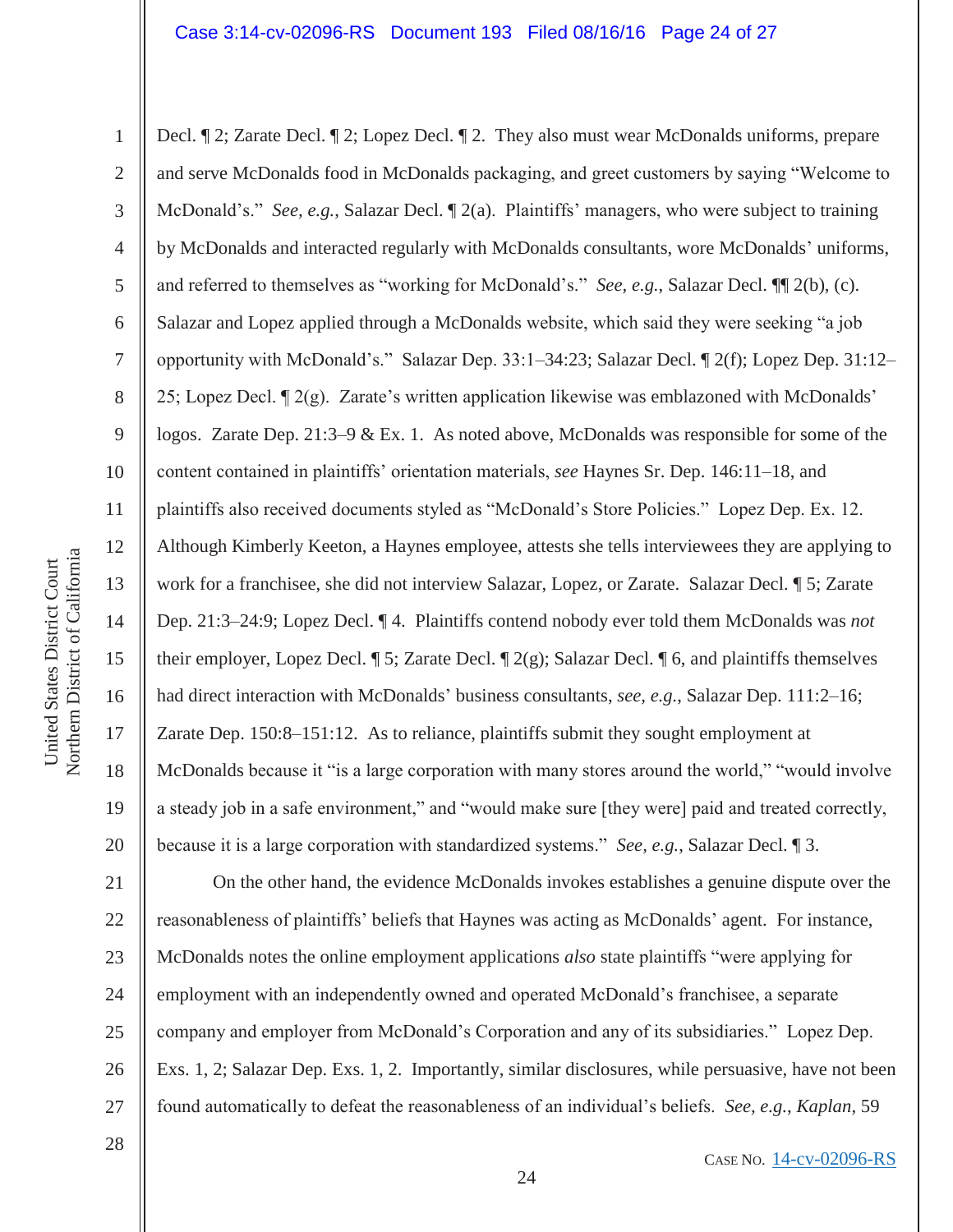Decl. ¶ 2; Zarate Decl. ¶ 2; Lopez Decl. ¶ 2. They also must wear McDonalds uniforms, prepare and serve McDonalds food in McDonalds packaging, and greet customers by saying "Welcome to McDonald's." *See, e.g.*, Salazar Decl. ¶ 2(a). Plaintiffs' managers, who were subject to training by McDonalds and interacted regularly with McDonalds consultants, wore McDonalds' uniforms, and referred to themselves as "working for McDonald's." *See, e.g.*, Salazar Decl. ¶¶ 2(b), (c). Salazar and Lopez applied through a McDonalds website, which said they were seeking "a job opportunity with McDonald's." Salazar Dep. 33:1–34:23; Salazar Decl. ¶ 2(f); Lopez Dep. 31:12–25; Lopez Decl. ¶ 2(g). Zarate's written application likewise was emblazoned with McDonalds' logos. Zarate Dep. 21:3–9 & Ex. 1. As noted above, McDonalds was responsible for some of the content contained in plaintiffs' orientation materials, *see* Haynes Sr. Dep. 146:11–18, and plaintiffs also received documents styled as "McDonald's Store Policies." Lopez Dep. Ex. 12. Although Kimberly Keeton, a Haynes employee, attests she tells interviewees they are applying to work for a franchisee, she did not interview Salazar, Lopez, or Zarate. Salazar Decl. ¶ 5; Zarate Dep. 21:3–24:9; Lopez Decl. ¶ 4. Plaintiffs contend nobody ever told them McDonalds was *not* their employer, Lopez Decl. ¶ 5; Zarate Decl. ¶ 2(g); Salazar Decl. ¶ 6, and plaintiffs themselves had direct interaction with McDonalds' business consultants, *see, e.g.*, Salazar Dep. 111:2–16; Zarate Dep. 150:8–151:12. As to reliance, plaintiffs submit they sought employment at McDonalds because it "is a large corporation with many stores around the world," "would involve a steady job in a safe environment," and "would make sure [they were] paid and treated correctly, because it is a large corporation with standardized systems." *See, e.g.*, Salazar Decl. ¶ 3.

On the other hand, the evidence McDonalds invokes establishes a genuine dispute over the reasonableness of plaintiffs' beliefs that Haynes was acting as McDonalds' agent. For instance, McDonalds notes the online employment applications *also* state plaintiffs "were applying for employment with an independently owned and operated McDonald's franchisee, a separate company and employer from McDonald's Corporation and any of its subsidiaries." Lopez Dep. Exs. 1, 2; Salazar Dep. Exs. 1, 2. Importantly, similar disclosures, while persuasive, have not been found automatically to defeat the reasonableness of an individual's beliefs. *See, e.g.*, *Kaplan*, 59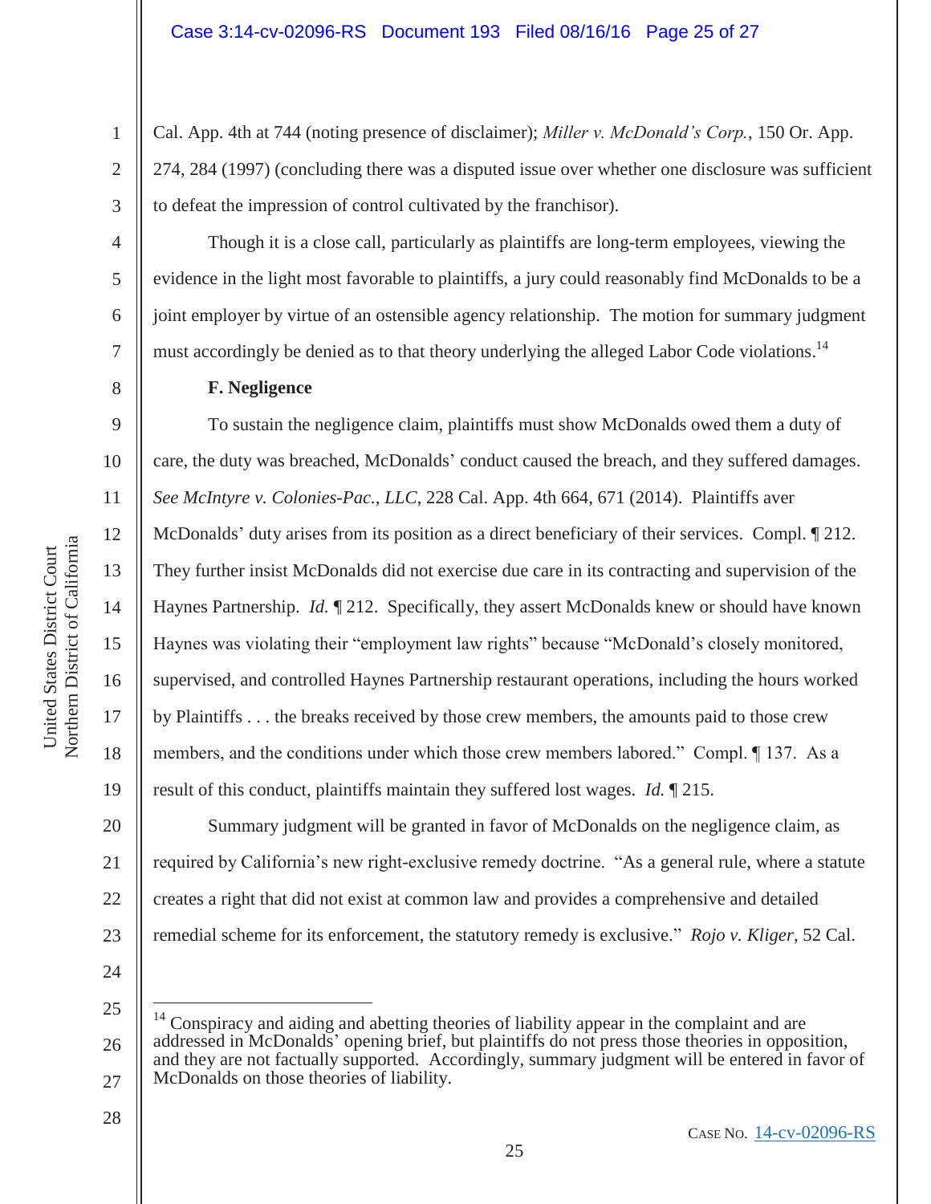Cal. App. 4th at 744 (noting presence of disclaimer); *Miller v. McDonald's Corp.*, 150 Or. App. 274, 284 (1997) (concluding there was a disputed issue over whether one disclosure was sufficient to defeat the impression of control cultivated by the franchisor).

Though it is a close call, particularly as plaintiffs are long-term employees, viewing the evidence in the light most favorable to plaintiffs, a jury could reasonably find McDonalds to be a joint employer by virtue of an ostensible agency relationship. The motion for summary judgment must accordingly be denied as to that theory underlying the alleged Labor Code violations.[14]

**F. Negligence**

To sustain the negligence claim, plaintiffs must show McDonalds owed them a duty of care, the duty was breached, McDonalds' conduct caused the breach, and they suffered damages. *See McIntyre v. Colonies-Pac., LLC*, 228 Cal. App. 4th 664, 671 (2014). Plaintiffs aver McDonalds' duty arises from its position as a direct beneficiary of their services. Compl. ¶ 212. They further insist McDonalds did not exercise due care in its contracting and supervision of the Haynes Partnership. *Id.* ¶ 212. Specifically, they assert McDonalds knew or should have known Haynes was violating their "employment law rights" because "McDonald's closely monitored, supervised, and controlled Haynes Partnership restaurant operations, including the hours worked by Plaintiffs . . . the breaks received by those crew members, the amounts paid to those crew members, and the conditions under which those crew members labored." Compl. ¶ 137. As a result of this conduct, plaintiffs maintain they suffered lost wages. *Id.* ¶ 215.

Summary judgment will be granted in favor of McDonalds on the negligence claim, as required by California's new right-exclusive remedy doctrine. "As a general rule, where a statute creates a right that did not exist at common law and provides a comprehensive and detailed remedial scheme for its enforcement, the statutory remedy is exclusive." *Rojo v. Kliger*, 52 Cal.

---

[14] Conspiracy and aiding and abetting theories of liability appear in the complaint and are addressed in McDonalds' opening brief, but plaintiffs do not press those theories in opposition, and they are not factually supported. Accordingly, summary judgment will be entered in favor of McDonalds on those theories of liability.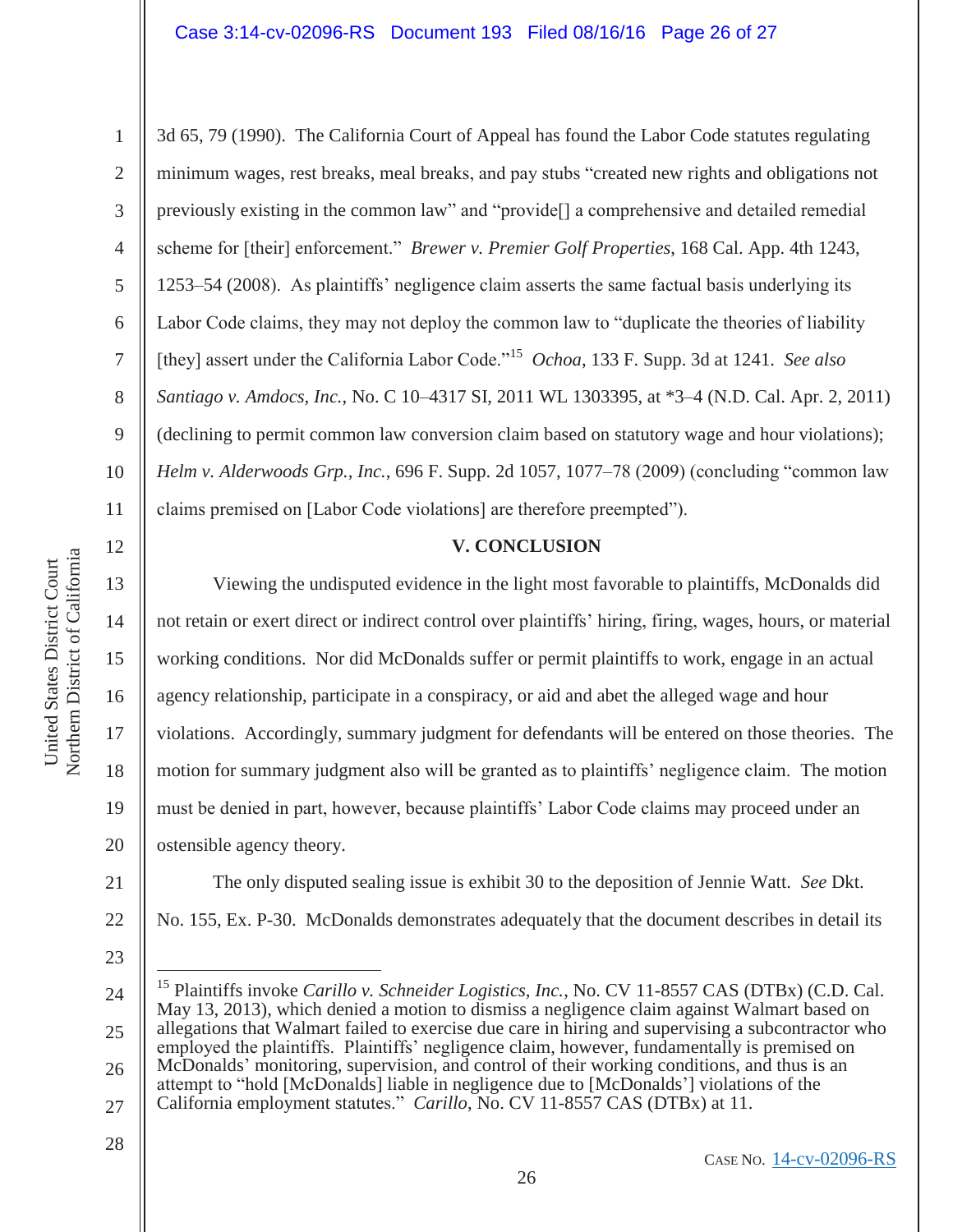3d 65, 79 (1990). The California Court of Appeal has found the Labor Code statutes regulating minimum wages, rest breaks, meal breaks, and pay stubs "created new rights and obligations not previously existing in the common law" and "provide[] a comprehensive and detailed remedial scheme for [their] enforcement." *Brewer v. Premier Golf Properties*, 168 Cal. App. 4th 1243, 1253–54 (2008). As plaintiffs' negligence claim asserts the same factual basis underlying its Labor Code claims, they may not deploy the common law to "duplicate the theories of liability [they] assert under the California Labor Code."[15] *Ochoa*, 133 F. Supp. 3d at 1241. *See also Santiago v. Amdocs, Inc.*, No. C 10–4317 SI, 2011 WL 1303395, at *3–4 (N.D. Cal. Apr. 2, 2011) (declining to permit common law conversion claim based on statutory wage and hour violations); *Helm v. Alderwoods Grp., Inc.*, 696 F. Supp. 2d 1057, 1077–78 (2009) (concluding "common law claims premised on [Labor Code violations] are therefore preempted").

## V. CONCLUSION

Viewing the undisputed evidence in the light most favorable to plaintiffs, McDonalds did not retain or exert direct or indirect control over plaintiffs' hiring, firing, wages, hours, or material working conditions. Nor did McDonalds suffer or permit plaintiffs to work, engage in an actual agency relationship, participate in a conspiracy, or aid and abet the alleged wage and hour violations. Accordingly, summary judgment for defendants will be entered on those theories. The motion for summary judgment also will be granted as to plaintiffs' negligence claim. The motion must be denied in part, however, because plaintiffs' Labor Code claims may proceed under an ostensible agency theory.

The only disputed sealing issue is exhibit 30 to the deposition of Jennie Watt. *See* Dkt. No. 155, Ex. P-30. McDonalds demonstrates adequately that the document describes in detail its

---

[15] Plaintiffs invoke *Carillo v. Schneider Logistics, Inc.*, No. CV 11-8557 CAS (DTBx) (C.D. Cal. May 13, 2013), which denied a motion to dismiss a negligence claim against Walmart based on allegations that Walmart failed to exercise due care in hiring and supervising a subcontractor who employed the plaintiffs. Plaintiffs' negligence claim, however, fundamentally is premised on McDonalds' monitoring, supervision, and control of their working conditions, and thus is an attempt to "hold [McDonalds] liable in negligence due to [McDonalds'] violations of the California employment statutes." *Carillo*, No. CV 11-8557 CAS (DTBx) at 11.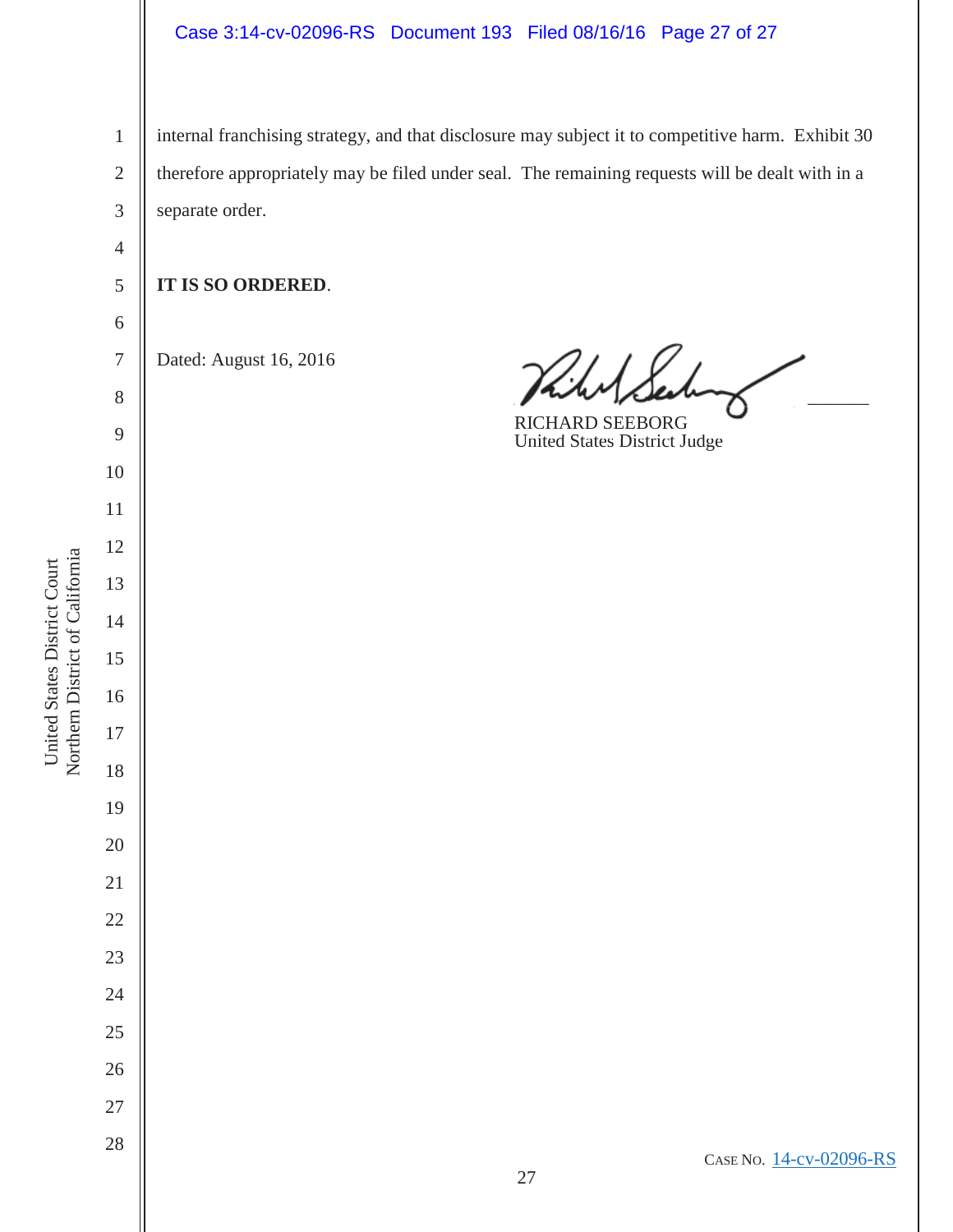internal franchising strategy, and that disclosure may subject it to competitive harm. Exhibit 30 therefore appropriately may be filed under seal. The remaining requests will be dealt with in a separate order.

**IT IS SO ORDERED**.

Dated: August 16, 2016

RICHARD SEEBORG
United States District Judge

CASE NO. 14-cv-02096-RS